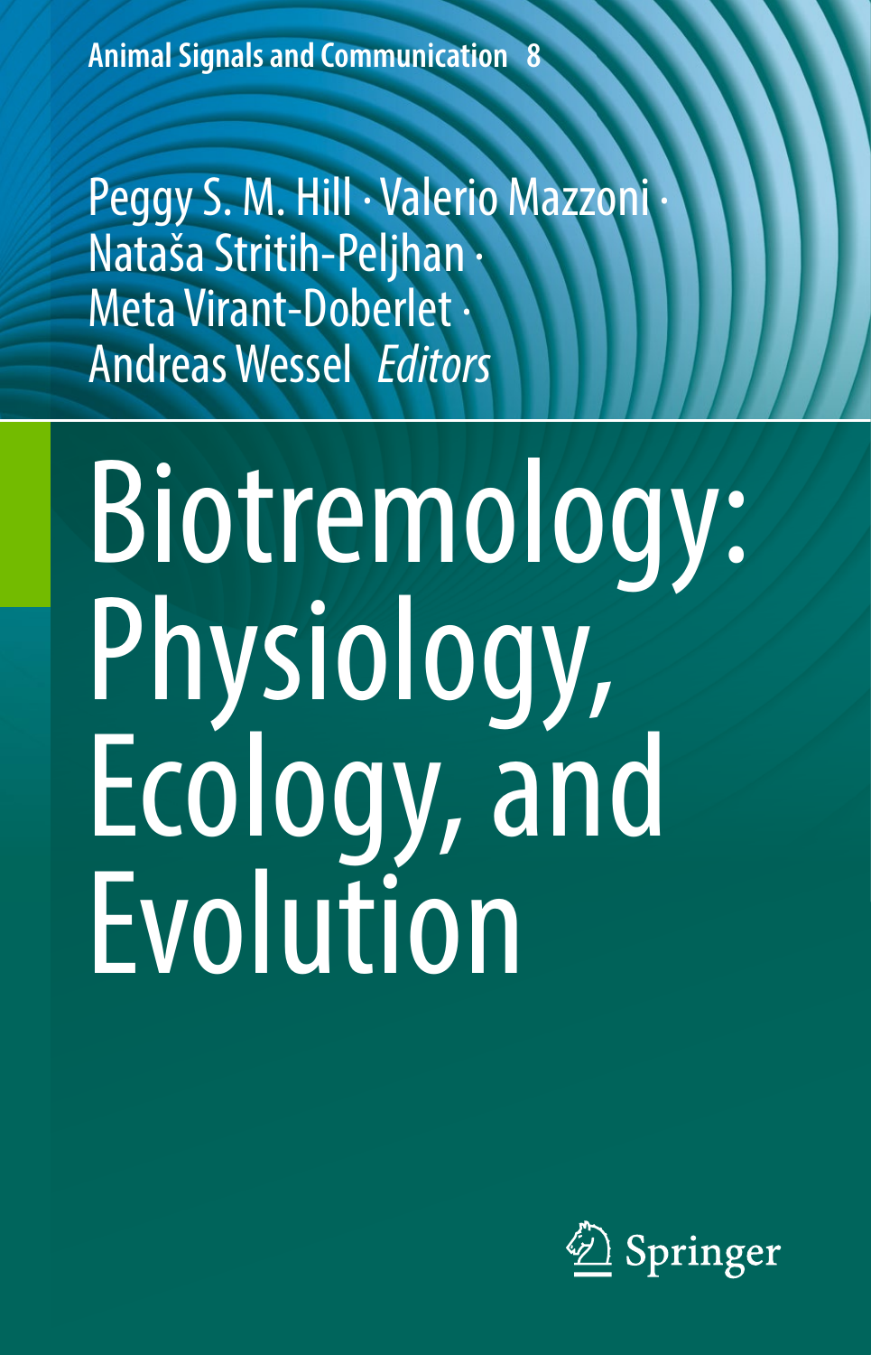Animal Signals and Communication 8

Peggy S. M. Hill · Valerio Mazzoni · Nataša Stritih-Peljhan · Meta Virant-Doberlet · Andreas Wessel *Editors*

# Biotremology: Physiology, Ecology, and Evolution

Springer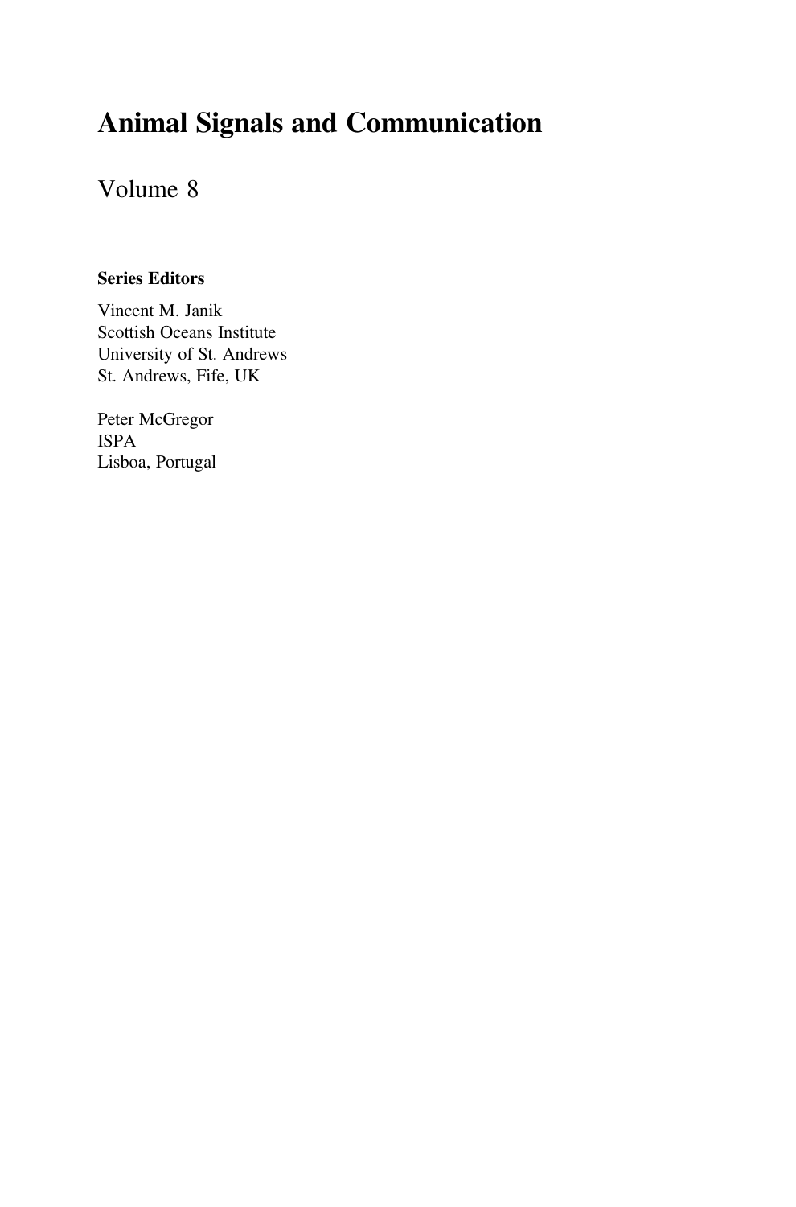# Animal Signals and Communication

Volume 8

**Series Editors**

Vincent M. Janik
Scottish Oceans Institute
University of St. Andrews
St. Andrews, Fife, UK

Peter McGregor
ISPA
Lisboa, Portugal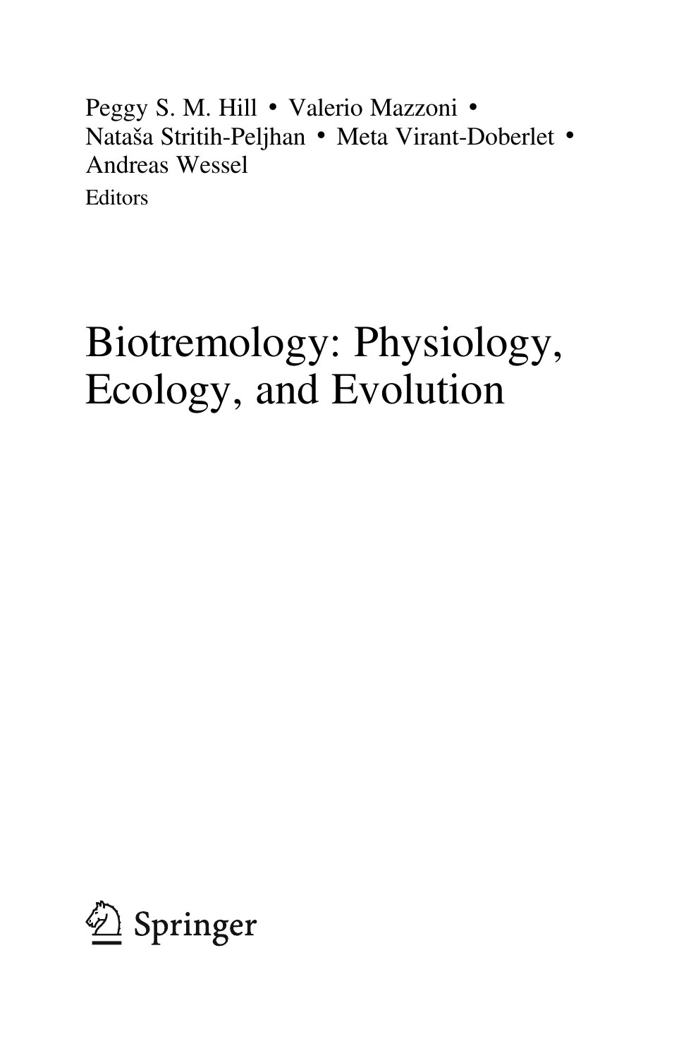Peggy S. M. Hill • Valerio Mazzoni • Nataša Stritih-Peljhan • Meta Virant-Doberlet • Andreas Wessel

Editors

# Biotremology: Physiology, Ecology, and Evolution

Springer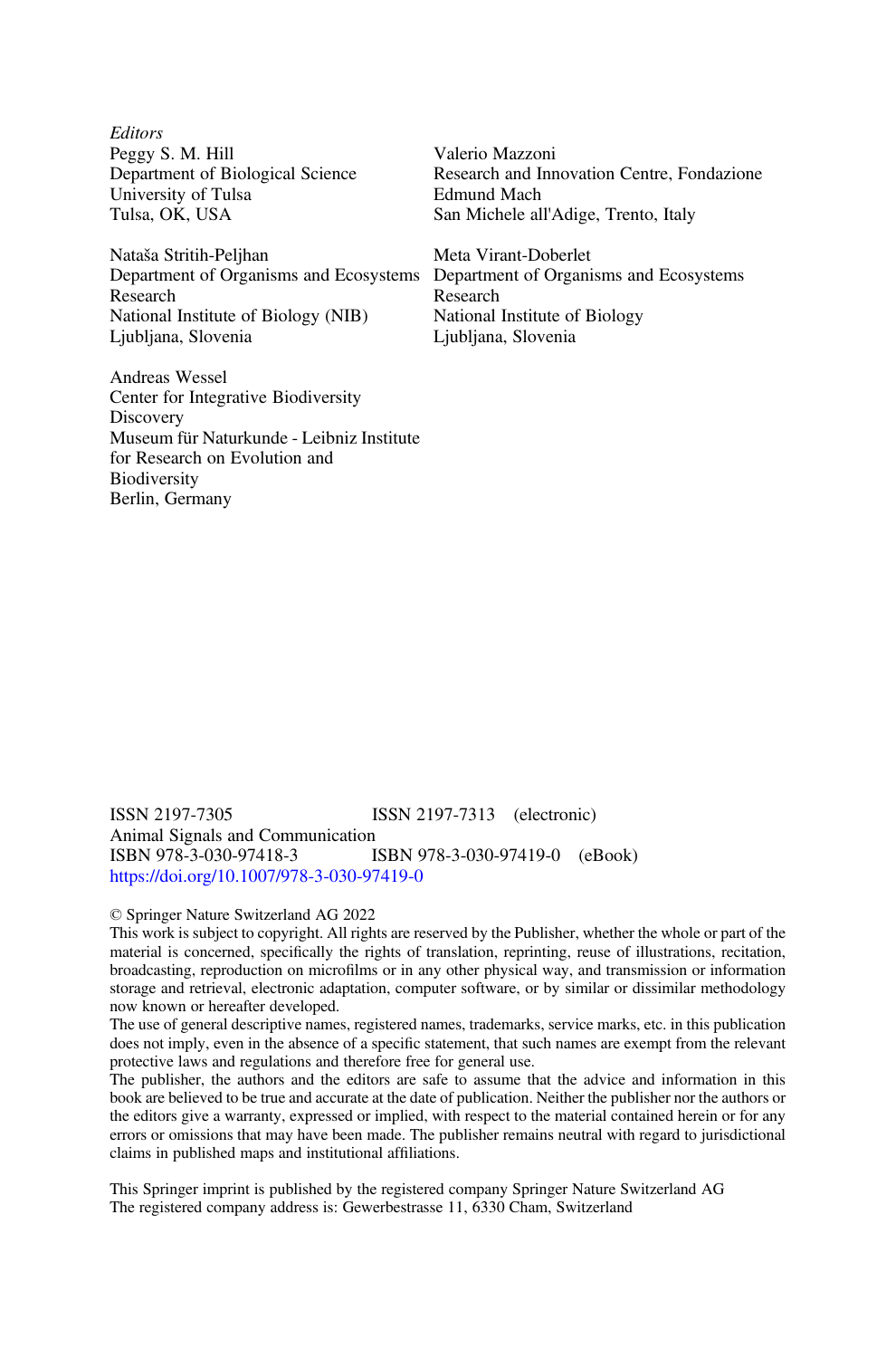*Editors*

Peggy S. M. Hill
Department of Biological Science
University of Tulsa
Tulsa, OK, USA

Valerio Mazzoni
Research and Innovation Centre, Fondazione Edmund Mach
San Michele all'Adige, Trento, Italy

Nataša Stritih-Peljhan
Department of Organisms and Ecosystems Research
National Institute of Biology (NIB)
Ljubljana, Slovenia

Meta Virant-Doberlet
Department of Organisms and Ecosystems Research
National Institute of Biology
Ljubljana, Slovenia

Andreas Wessel
Center for Integrative Biodiversity Discovery
Museum für Naturkunde - Leibniz Institute for Research on Evolution and Biodiversity
Berlin, Germany

ISSN 2197-7305 ISSN 2197-7313 (electronic)
Animal Signals and Communication
ISBN 978-3-030-97418-3 ISBN 978-3-030-97419-0 (eBook)
https://doi.org/10.1007/978-3-030-97419-0

© Springer Nature Switzerland AG 2022
This work is subject to copyright. All rights are reserved by the Publisher, whether the whole or part of the material is concerned, specifically the rights of translation, reprinting, reuse of illustrations, recitation, broadcasting, reproduction on microfilms or in any other physical way, and transmission or information storage and retrieval, electronic adaptation, computer software, or by similar or dissimilar methodology now known or hereafter developed.
The use of general descriptive names, registered names, trademarks, service marks, etc. in this publication does not imply, even in the absence of a specific statement, that such names are exempt from the relevant protective laws and regulations and therefore free for general use.
The publisher, the authors and the editors are safe to assume that the advice and information in this book are believed to be true and accurate at the date of publication. Neither the publisher nor the authors or the editors give a warranty, expressed or implied, with respect to the material contained herein or for any errors or omissions that may have been made. The publisher remains neutral with regard to jurisdictional claims in published maps and institutional affiliations.

This Springer imprint is published by the registered company Springer Nature Switzerland AG
The registered company address is: Gewerbestrasse 11, 6330 Cham, Switzerland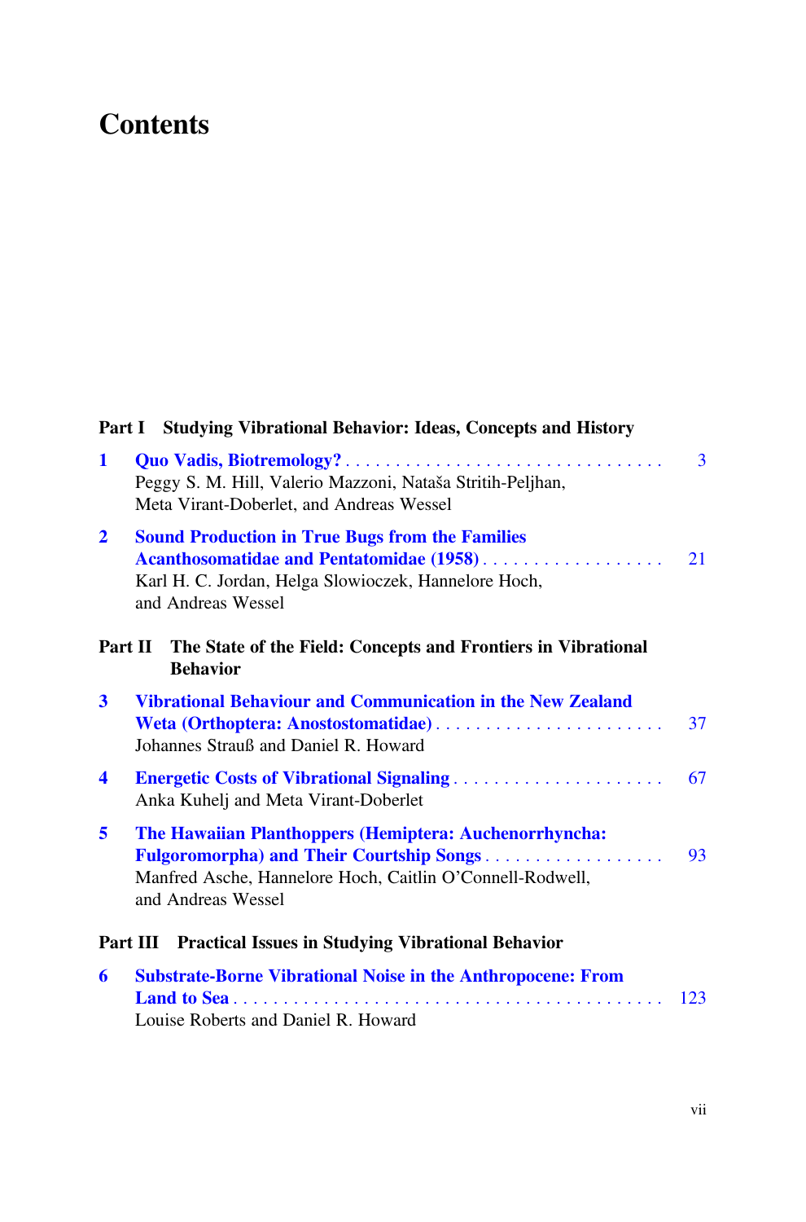# Contents

## Part I Studying Vibrational Behavior: Ideas, Concepts and History

**1 Quo Vadis, Biotremology?** . . . . . . . . . . . . . . . . . . . . . . . . . . . . . . . . 3
Peggy S. M. Hill, Valerio Mazzoni, Nataša Stritih-Peljhan, Meta Virant-Doberlet, and Andreas Wessel

**2 Sound Production in True Bugs from the Families Acanthosomatidae and Pentatomidae (1958)** . . . . . . . . . . . . . . . . . . 21
Karl H. C. Jordan, Helga Slowioczek, Hannelore Hoch, and Andreas Wessel

## Part II The State of the Field: Concepts and Frontiers in Vibrational Behavior

**3 Vibrational Behaviour and Communication in the New Zealand Weta (Orthoptera: Anostostomatidae)** . . . . . . . . . . . . . . . . . . . . . . . 37
Johannes Strauß and Daniel R. Howard

**4 Energetic Costs of Vibrational Signaling** . . . . . . . . . . . . . . . . . . . . . 67
Anka Kuhelj and Meta Virant-Doberlet

**5 The Hawaiian Planthoppers (Hemiptera: Auchenorrhyncha: Fulgoromorpha) and Their Courtship Songs** . . . . . . . . . . . . . . . . . . 93
Manfred Asche, Hannelore Hoch, Caitlin O'Connell-Rodwell, and Andreas Wessel

## Part III Practical Issues in Studying Vibrational Behavior

**6 Substrate-Borne Vibrational Noise in the Anthropocene: From Land to Sea** . . . . . . . . . . . . . . . . . . . . . . . . . . . . . . . . . . . . . . . . . 123
Louise Roberts and Daniel R. Howard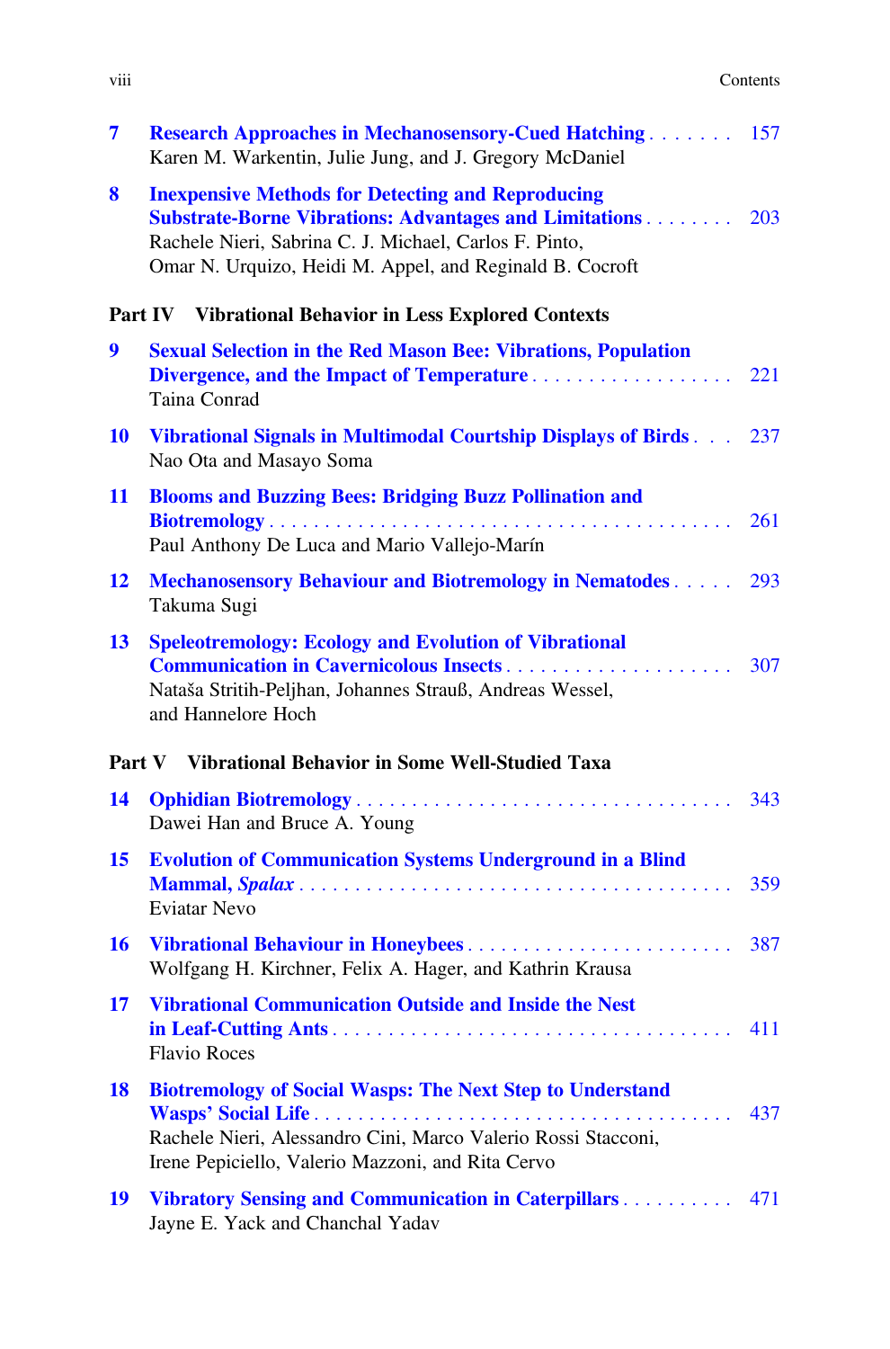7 **Research Approaches in Mechanosensory-Cued Hatching** . . . . . . . 157
Karen M. Warkentin, Julie Jung, and J. Gregory McDaniel

8 **Inexpensive Methods for Detecting and Reproducing Substrate-Borne Vibrations: Advantages and Limitations** . . . . . . . . 203
Rachele Nieri, Sabrina C. J. Michael, Carlos F. Pinto, Omar N. Urquizo, Heidi M. Appel, and Reginald B. Cocroft

## Part IV Vibrational Behavior in Less Explored Contexts

9 **Sexual Selection in the Red Mason Bee: Vibrations, Population Divergence, and the Impact of Temperature** . . . . . . . . . . . . . . . . . . 221
Taina Conrad

10 **Vibrational Signals in Multimodal Courtship Displays of Birds** . . . 237
Nao Ota and Masayo Soma

11 **Blooms and Buzzing Bees: Bridging Buzz Pollination and Biotremology** . . . . . . . . . . . . . . . . . . . . . . . . . . . . . . . . . . . . . . . . . 261
Paul Anthony De Luca and Mario Vallejo-Marín

12 **Mechanosensory Behaviour and Biotremology in Nematodes** . . . . . 293
Takuma Sugi

13 **Speleotremology: Ecology and Evolution of Vibrational Communication in Cavernicolous Insects** . . . . . . . . . . . . . . . . . . . . . 307
Nataša Stritih-Peljhan, Johannes Strauß, Andreas Wessel, and Hannelore Hoch

## Part V Vibrational Behavior in Some Well-Studied Taxa

14 **Ophidian Biotremology** . . . . . . . . . . . . . . . . . . . . . . . . . . . . . . . . . 343
Dawei Han and Bruce A. Young

15 **Evolution of Communication Systems Underground in a Blind Mammal, *Spalax*** . . . . . . . . . . . . . . . . . . . . . . . . . . . . . . . . . . . . . 359
Eviatar Nevo

16 **Vibrational Behaviour in Honeybees** . . . . . . . . . . . . . . . . . . . . . . . . 387
Wolfgang H. Kirchner, Felix A. Hager, and Kathrin Krausa

17 **Vibrational Communication Outside and Inside the Nest in Leaf-Cutting Ants** . . . . . . . . . . . . . . . . . . . . . . . . . . . . . . . . . . . . . 411
Flavio Roces

18 **Biotremology of Social Wasps: The Next Step to Understand Wasps' Social Life** . . . . . . . . . . . . . . . . . . . . . . . . . . . . . . . . . . . . . . 437
Rachele Nieri, Alessandro Cini, Marco Valerio Rossi Stacconi, Irene Pepiciello, Valerio Mazzoni, and Rita Cervo

19 **Vibratory Sensing and Communication in Caterpillars** . . . . . . . . . . 471
Jayne E. Yack and Chanchal Yadav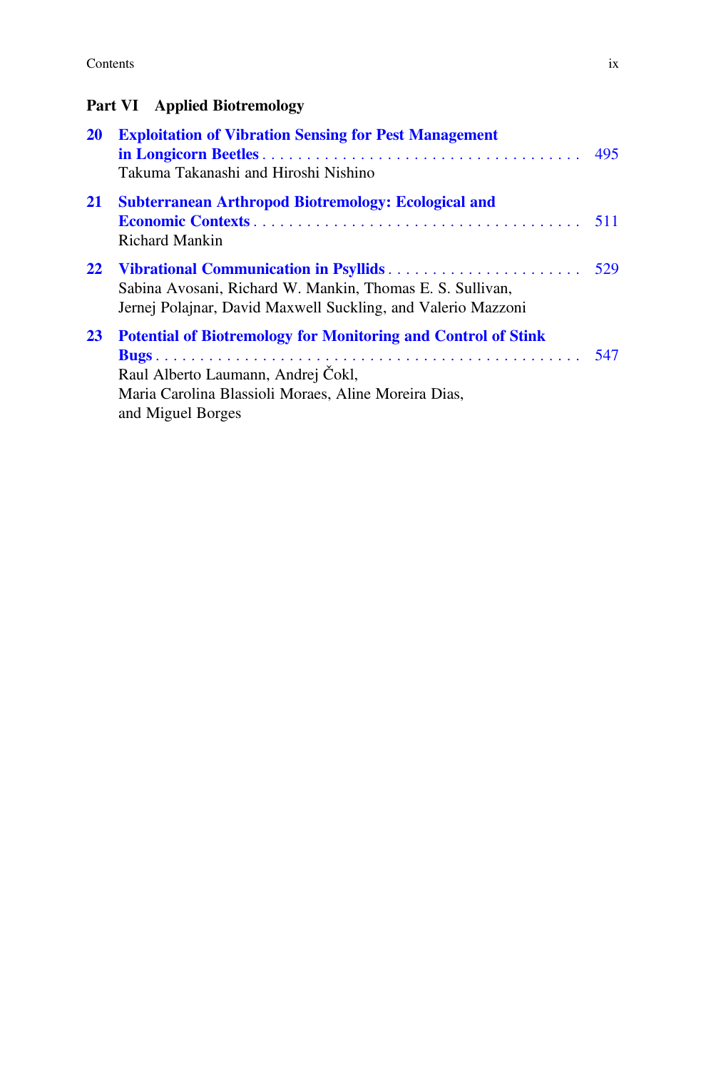## Part VI Applied Biotremology

**20 Exploitation of Vibration Sensing for Pest Management in Longicorn Beetles** . . . . . . . . . . . . . . . . . . . . . . . . . . . . . . . . . . . . 495
Takuma Takanashi and Hiroshi Nishino

**21 Subterranean Arthropod Biotremology: Ecological and Economic Contexts** . . . . . . . . . . . . . . . . . . . . . . . . . . . . . . . . . . . . . 511
Richard Mankin

**22 Vibrational Communication in Psyllids** . . . . . . . . . . . . . . . . . . . . . . . 529
Sabina Avosani, Richard W. Mankin, Thomas E. S. Sullivan, Jernej Polajnar, David Maxwell Suckling, and Valerio Mazzoni

**23 Potential of Biotremology for Monitoring and Control of Stink Bugs** . . . . . . . . . . . . . . . . . . . . . . . . . . . . . . . . . . . . . . . . . . . . . . 547
Raul Alberto Laumann, Andrej Čokl, Maria Carolina Blassioli Moraes, Aline Moreira Dias, and Miguel Borges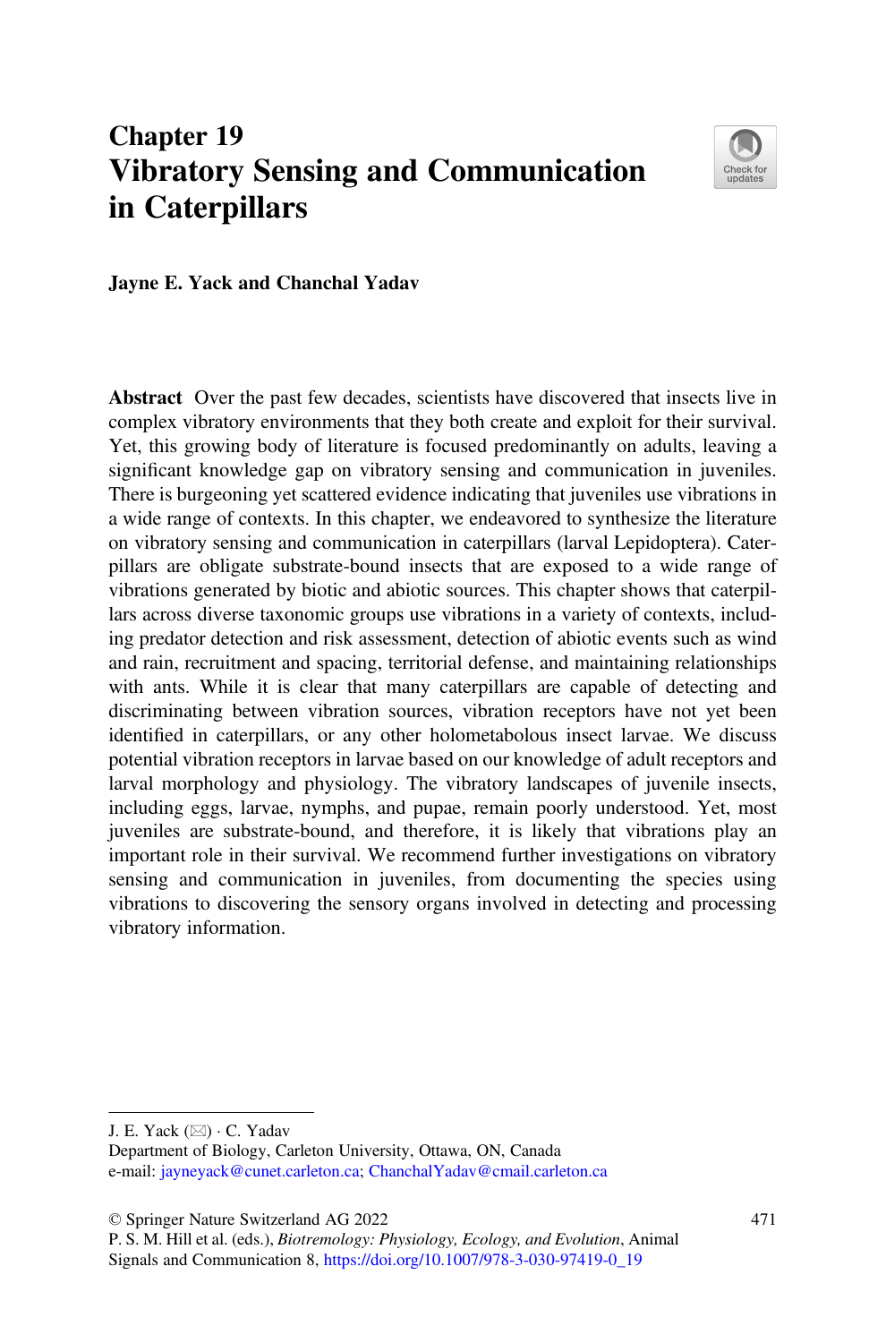# Chapter 19
# Vibratory Sensing and Communication in Caterpillars

**Jayne E. Yack and Chanchal Yadav**

**Abstract** Over the past few decades, scientists have discovered that insects live in complex vibratory environments that they both create and exploit for their survival. Yet, this growing body of literature is focused predominantly on adults, leaving a significant knowledge gap on vibratory sensing and communication in juveniles. There is burgeoning yet scattered evidence indicating that juveniles use vibrations in a wide range of contexts. In this chapter, we endeavored to synthesize the literature on vibratory sensing and communication in caterpillars (larval Lepidoptera). Caterpillars are obligate substrate-bound insects that are exposed to a wide range of vibrations generated by biotic and abiotic sources. This chapter shows that caterpillars across diverse taxonomic groups use vibrations in a variety of contexts, including predator detection and risk assessment, detection of abiotic events such as wind and rain, recruitment and spacing, territorial defense, and maintaining relationships with ants. While it is clear that many caterpillars are capable of detecting and discriminating between vibration sources, vibration receptors have not yet been identified in caterpillars, or any other holometabolous insect larvae. We discuss potential vibration receptors in larvae based on our knowledge of adult receptors and larval morphology and physiology. The vibratory landscapes of juvenile insects, including eggs, larvae, nymphs, and pupae, remain poorly understood. Yet, most juveniles are substrate-bound, and therefore, it is likely that vibrations play an important role in their survival. We recommend further investigations on vibratory sensing and communication in juveniles, from documenting the species using vibrations to discovering the sensory organs involved in detecting and processing vibratory information.

---

J. E. Yack (✉) · C. Yadav
Department of Biology, Carleton University, Ottawa, ON, Canada
e-mail: jayneyack@cunet.carleton.ca; ChanchalYadav@cmail.carleton.ca

© Springer Nature Switzerland AG 2022
P. S. M. Hill et al. (eds.), *Biotremology: Physiology, Ecology, and Evolution*, Animal Signals and Communication 8, https://doi.org/10.1007/978-3-030-97419-0_19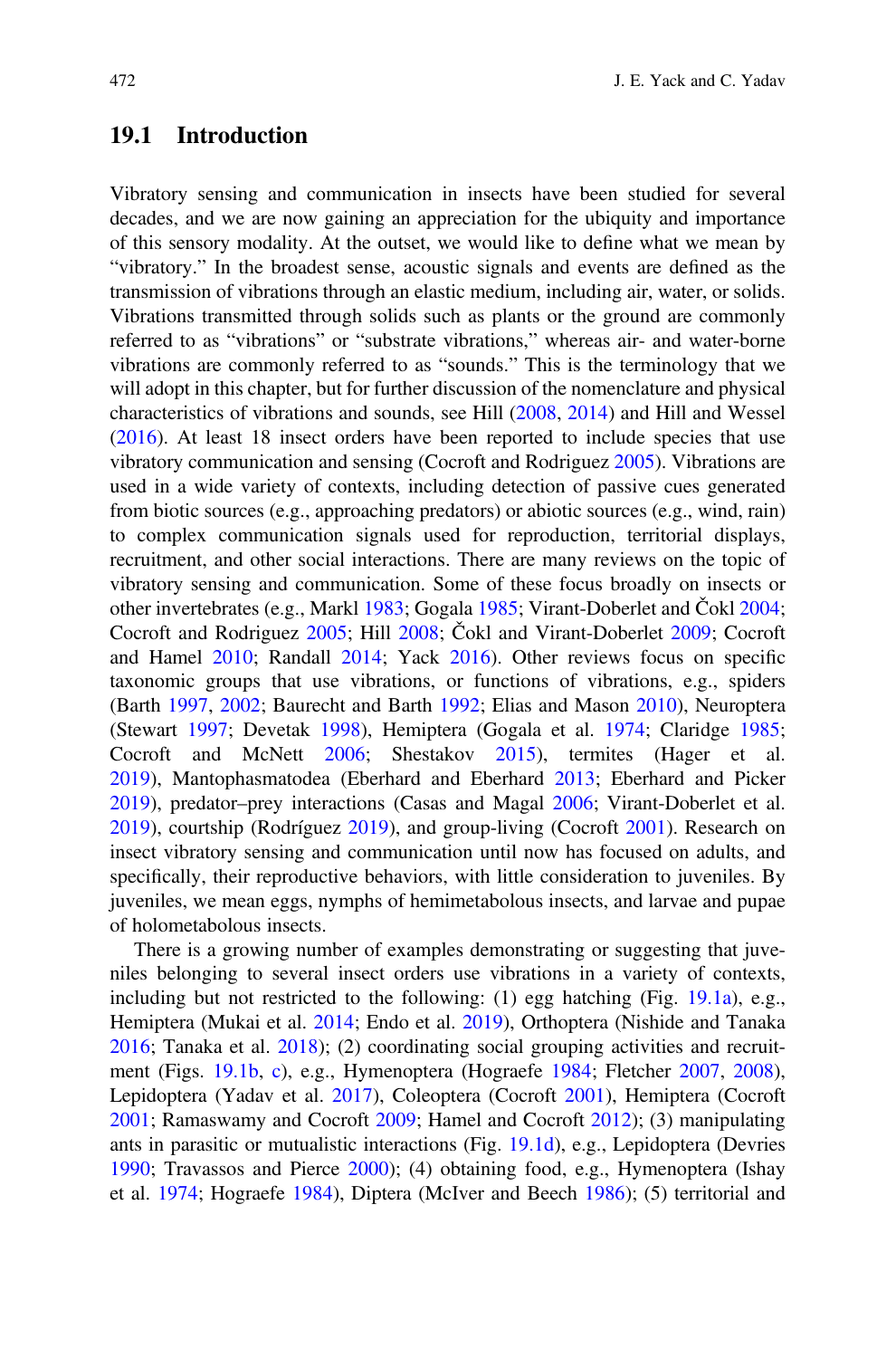## 19.1 Introduction

Vibratory sensing and communication in insects have been studied for several decades, and we are now gaining an appreciation for the ubiquity and importance of this sensory modality. At the outset, we would like to define what we mean by "vibratory." In the broadest sense, acoustic signals and events are defined as the transmission of vibrations through an elastic medium, including air, water, or solids. Vibrations transmitted through solids such as plants or the ground are commonly referred to as "vibrations" or "substrate vibrations," whereas air- and water-borne vibrations are commonly referred to as "sounds." This is the terminology that we will adopt in this chapter, but for further discussion of the nomenclature and physical characteristics of vibrations and sounds, see Hill (2008, 2014) and Hill and Wessel (2016). At least 18 insect orders have been reported to include species that use vibratory communication and sensing (Cocroft and Rodriguez 2005). Vibrations are used in a wide variety of contexts, including detection of passive cues generated from biotic sources (e.g., approaching predators) or abiotic sources (e.g., wind, rain) to complex communication signals used for reproduction, territorial displays, recruitment, and other social interactions. There are many reviews on the topic of vibratory sensing and communication. Some of these focus broadly on insects or other invertebrates (e.g., Markl 1983; Gogala 1985; Virant-Doberlet and Čokl 2004; Cocroft and Rodriguez 2005; Hill 2008; Čokl and Virant-Doberlet 2009; Cocroft and Hamel 2010; Randall 2014; Yack 2016). Other reviews focus on specific taxonomic groups that use vibrations, or functions of vibrations, e.g., spiders (Barth 1997, 2002; Baurecht and Barth 1992; Elias and Mason 2010), Neuroptera (Stewart 1997; Devetak 1998), Hemiptera (Gogala et al. 1974; Claridge 1985; Cocroft and McNett 2006; Shestakov 2015), termites (Hager et al. 2019), Mantophasmatodea (Eberhard and Eberhard 2013; Eberhard and Picker 2019), predator–prey interactions (Casas and Magal 2006; Virant-Doberlet et al. 2019), courtship (Rodríguez 2019), and group-living (Cocroft 2001). Research on insect vibratory sensing and communication until now has focused on adults, and specifically, their reproductive behaviors, with little consideration to juveniles. By juveniles, we mean eggs, nymphs of hemimetabolous insects, and larvae and pupae of holometabolous insects.

There is a growing number of examples demonstrating or suggesting that juveniles belonging to several insect orders use vibrations in a variety of contexts, including but not restricted to the following: (1) egg hatching (Fig. 19.1a), e.g., Hemiptera (Mukai et al. 2014; Endo et al. 2019), Orthoptera (Nishide and Tanaka 2016; Tanaka et al. 2018); (2) coordinating social grouping activities and recruitment (Figs. 19.1b, c), e.g., Hymenoptera (Hograefe 1984; Fletcher 2007, 2008), Lepidoptera (Yadav et al. 2017), Coleoptera (Cocroft 2001), Hemiptera (Cocroft 2001; Ramaswamy and Cocroft 2009; Hamel and Cocroft 2012); (3) manipulating ants in parasitic or mutualistic interactions (Fig. 19.1d), e.g., Lepidoptera (Devries 1990; Travassos and Pierce 2000); (4) obtaining food, e.g., Hymenoptera (Ishay et al. 1974; Hograefe 1984), Diptera (McIver and Beech 1986); (5) territorial and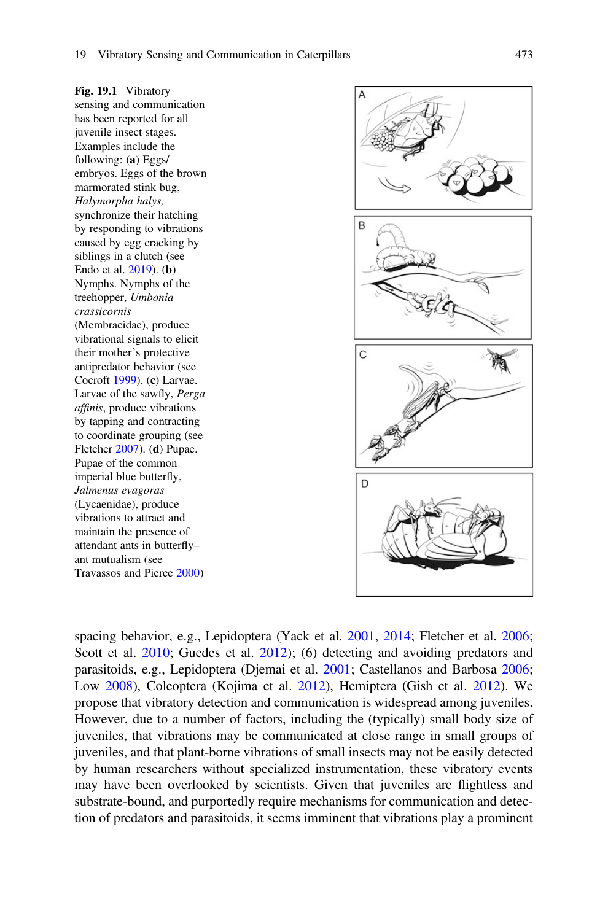**Fig. 19.1** Vibratory sensing and communication has been reported for all juvenile insect stages. Examples include the following: (**a**) Eggs/embryos. Eggs of the brown marmorated stink bug, *Halymorpha halys,* synchronize their hatching by responding to vibrations caused by egg cracking by siblings in a clutch (see Endo et al. 2019). (**b**) Nymphs. Nymphs of the treehopper, *Umbonia crassicornis* (Membracidae), produce vibrational signals to elicit their mother's protective antipredator behavior (see Cocroft 1999). (**c**) Larvae. Larvae of the sawfly, *Perga affinis*, produce vibrations by tapping and contracting to coordinate grouping (see Fletcher 2007). (**d**) Pupae. Pupae of the common imperial blue butterfly, *Jalmenus evagoras* (Lycaenidae), produce vibrations to attract and maintain the presence of attendant ants in butterfly–ant mutualism (see Travassos and Pierce 2000)

spacing behavior, e.g., Lepidoptera (Yack et al. 2001, 2014; Fletcher et al. 2006; Scott et al. 2010; Guedes et al. 2012); (6) detecting and avoiding predators and parasitoids, e.g., Lepidoptera (Djemai et al. 2001; Castellanos and Barbosa 2006; Low 2008), Coleoptera (Kojima et al. 2012), Hemiptera (Gish et al. 2012). We propose that vibratory detection and communication is widespread among juveniles. However, due to a number of factors, including the (typically) small body size of juveniles, that vibrations may be communicated at close range in small groups of juveniles, and that plant-borne vibrations of small insects may not be easily detected by human researchers without specialized instrumentation, these vibratory events may have been overlooked by scientists. Given that juveniles are flightless and substrate-bound, and purportedly require mechanisms for communication and detection of predators and parasitoids, it seems imminent that vibrations play a prominent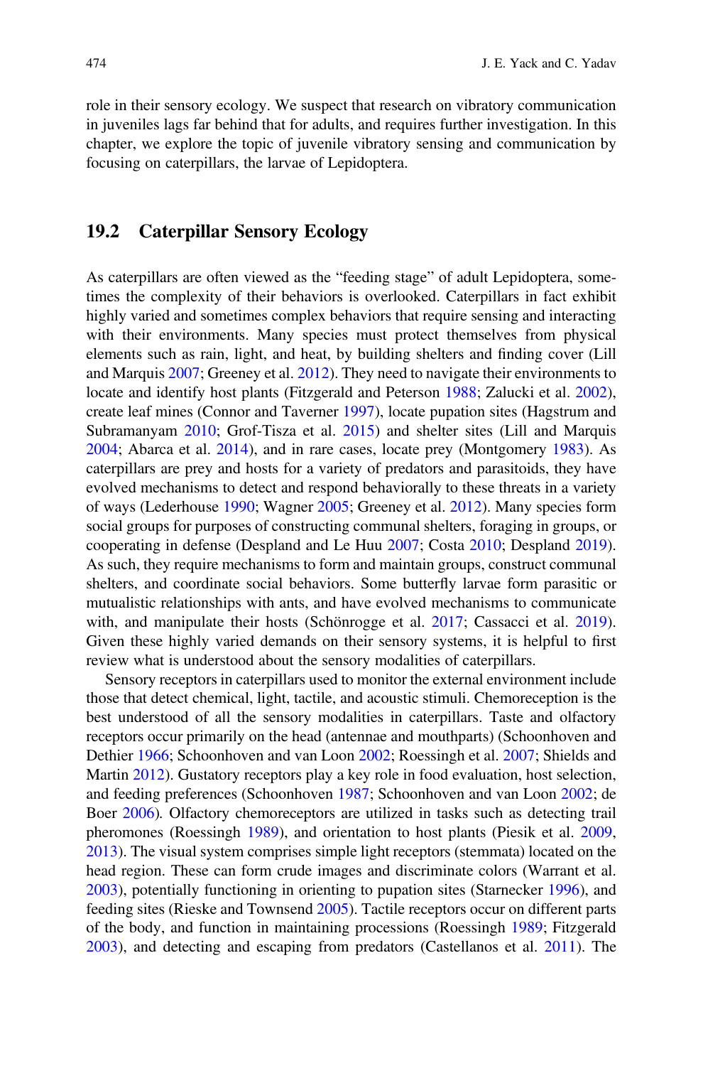role in their sensory ecology. We suspect that research on vibratory communication in juveniles lags far behind that for adults, and requires further investigation. In this chapter, we explore the topic of juvenile vibratory sensing and communication by focusing on caterpillars, the larvae of Lepidoptera.

## 19.2 Caterpillar Sensory Ecology

As caterpillars are often viewed as the "feeding stage" of adult Lepidoptera, sometimes the complexity of their behaviors is overlooked. Caterpillars in fact exhibit highly varied and sometimes complex behaviors that require sensing and interacting with their environments. Many species must protect themselves from physical elements such as rain, light, and heat, by building shelters and finding cover (Lill and Marquis 2007; Greeney et al. 2012). They need to navigate their environments to locate and identify host plants (Fitzgerald and Peterson 1988; Zalucki et al. 2002), create leaf mines (Connor and Taverner 1997), locate pupation sites (Hagstrum and Subramanyam 2010; Grof-Tisza et al. 2015) and shelter sites (Lill and Marquis 2004; Abarca et al. 2014), and in rare cases, locate prey (Montgomery 1983). As caterpillars are prey and hosts for a variety of predators and parasitoids, they have evolved mechanisms to detect and respond behaviorally to these threats in a variety of ways (Lederhouse 1990; Wagner 2005; Greeney et al. 2012). Many species form social groups for purposes of constructing communal shelters, foraging in groups, or cooperating in defense (Despland and Le Huu 2007; Costa 2010; Despland 2019). As such, they require mechanisms to form and maintain groups, construct communal shelters, and coordinate social behaviors. Some butterfly larvae form parasitic or mutualistic relationships with ants, and have evolved mechanisms to communicate with, and manipulate their hosts (Schönrogge et al. 2017; Cassacci et al. 2019). Given these highly varied demands on their sensory systems, it is helpful to first review what is understood about the sensory modalities of caterpillars.

Sensory receptors in caterpillars used to monitor the external environment include those that detect chemical, light, tactile, and acoustic stimuli. Chemoreception is the best understood of all the sensory modalities in caterpillars. Taste and olfactory receptors occur primarily on the head (antennae and mouthparts) (Schoonhoven and Dethier 1966; Schoonhoven and van Loon 2002; Roessingh et al. 2007; Shields and Martin 2012). Gustatory receptors play a key role in food evaluation, host selection, and feeding preferences (Schoonhoven 1987; Schoonhoven and van Loon 2002; de Boer 2006). Olfactory chemoreceptors are utilized in tasks such as detecting trail pheromones (Roessingh 1989), and orientation to host plants (Piesik et al. 2009, 2013). The visual system comprises simple light receptors (stemmata) located on the head region. These can form crude images and discriminate colors (Warrant et al. 2003), potentially functioning in orienting to pupation sites (Starnecker 1996), and feeding sites (Rieske and Townsend 2005). Tactile receptors occur on different parts of the body, and function in maintaining processions (Roessingh 1989; Fitzgerald 2003), and detecting and escaping from predators (Castellanos et al. 2011). The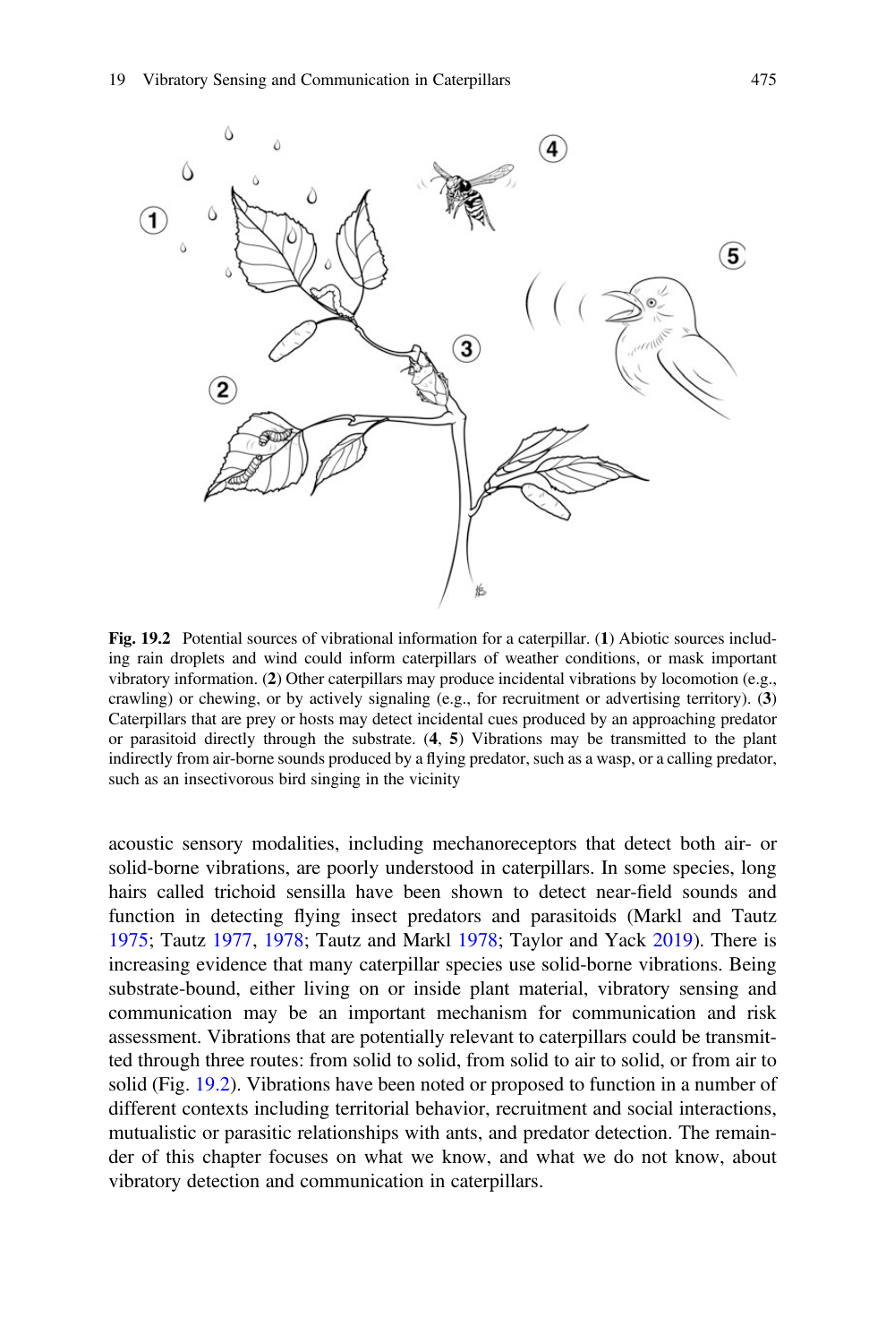**Fig. 19.2** Potential sources of vibrational information for a caterpillar. (**1**) Abiotic sources including rain droplets and wind could inform caterpillars of weather conditions, or mask important vibratory information. (**2**) Other caterpillars may produce incidental vibrations by locomotion (e.g., crawling) or chewing, or by actively signaling (e.g., for recruitment or advertising territory). (**3**) Caterpillars that are prey or hosts may detect incidental cues produced by an approaching predator or parasitoid directly through the substrate. (**4**, **5**) Vibrations may be transmitted to the plant indirectly from air-borne sounds produced by a flying predator, such as a wasp, or a calling predator, such as an insectivorous bird singing in the vicinity

acoustic sensory modalities, including mechanoreceptors that detect both air- or solid-borne vibrations, are poorly understood in caterpillars. In some species, long hairs called trichoid sensilla have been shown to detect near-field sounds and function in detecting flying insect predators and parasitoids (Markl and Tautz 1975; Tautz 1977, 1978; Tautz and Markl 1978; Taylor and Yack 2019). There is increasing evidence that many caterpillar species use solid-borne vibrations. Being substrate-bound, either living on or inside plant material, vibratory sensing and communication may be an important mechanism for communication and risk assessment. Vibrations that are potentially relevant to caterpillars could be transmitted through three routes: from solid to solid, from solid to air to solid, or from air to solid (Fig. 19.2). Vibrations have been noted or proposed to function in a number of different contexts including territorial behavior, recruitment and social interactions, mutualistic or parasitic relationships with ants, and predator detection. The remainder of this chapter focuses on what we know, and what we do not know, about vibratory detection and communication in caterpillars.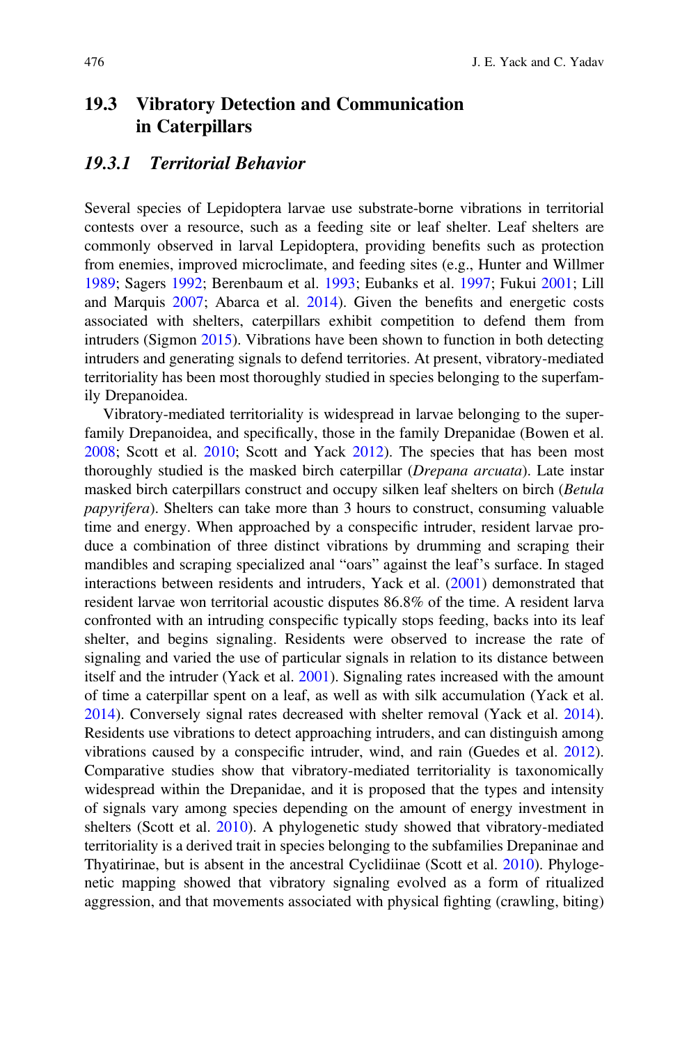## 19.3 Vibratory Detection and Communication in Caterpillars

### 19.3.1 Territorial Behavior

Several species of Lepidoptera larvae use substrate-borne vibrations in territorial contests over a resource, such as a feeding site or leaf shelter. Leaf shelters are commonly observed in larval Lepidoptera, providing benefits such as protection from enemies, improved microclimate, and feeding sites (e.g., Hunter and Willmer 1989; Sagers 1992; Berenbaum et al. 1993; Eubanks et al. 1997; Fukui 2001; Lill and Marquis 2007; Abarca et al. 2014). Given the benefits and energetic costs associated with shelters, caterpillars exhibit competition to defend them from intruders (Sigmon 2015). Vibrations have been shown to function in both detecting intruders and generating signals to defend territories. At present, vibratory-mediated territoriality has been most thoroughly studied in species belonging to the superfamily Drepanoidea.

Vibratory-mediated territoriality is widespread in larvae belonging to the superfamily Drepanoidea, and specifically, those in the family Drepanidae (Bowen et al. 2008; Scott et al. 2010; Scott and Yack 2012). The species that has been most thoroughly studied is the masked birch caterpillar (*Drepana arcuata*). Late instar masked birch caterpillars construct and occupy silken leaf shelters on birch (*Betula papyrifera*). Shelters can take more than 3 hours to construct, consuming valuable time and energy. When approached by a conspecific intruder, resident larvae produce a combination of three distinct vibrations by drumming and scraping their mandibles and scraping specialized anal "oars" against the leaf's surface. In staged interactions between residents and intruders, Yack et al. (2001) demonstrated that resident larvae won territorial acoustic disputes 86.8% of the time. A resident larva confronted with an intruding conspecific typically stops feeding, backs into its leaf shelter, and begins signaling. Residents were observed to increase the rate of signaling and varied the use of particular signals in relation to its distance between itself and the intruder (Yack et al. 2001). Signaling rates increased with the amount of time a caterpillar spent on a leaf, as well as with silk accumulation (Yack et al. 2014). Conversely signal rates decreased with shelter removal (Yack et al. 2014). Residents use vibrations to detect approaching intruders, and can distinguish among vibrations caused by a conspecific intruder, wind, and rain (Guedes et al. 2012). Comparative studies show that vibratory-mediated territoriality is taxonomically widespread within the Drepanidae, and it is proposed that the types and intensity of signals vary among species depending on the amount of energy investment in shelters (Scott et al. 2010). A phylogenetic study showed that vibratory-mediated territoriality is a derived trait in species belonging to the subfamilies Drepaninae and Thyatirinae, but is absent in the ancestral Cyclidiinae (Scott et al. 2010). Phylogenetic mapping showed that vibratory signaling evolved as a form of ritualized aggression, and that movements associated with physical fighting (crawling, biting)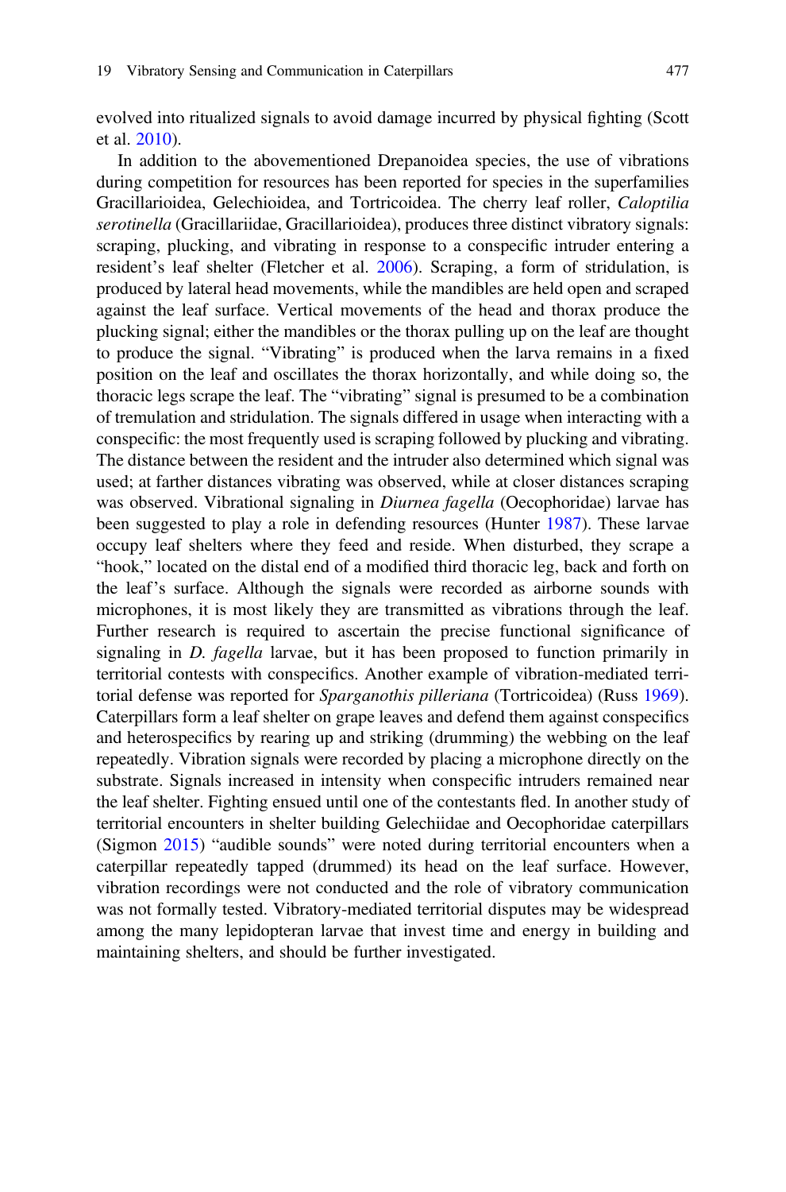evolved into ritualized signals to avoid damage incurred by physical fighting (Scott et al. 2010).

In addition to the abovementioned Drepanoidea species, the use of vibrations during competition for resources has been reported for species in the superfamilies Gracillarioidea, Gelechioidea, and Tortricoidea. The cherry leaf roller, *Caloptilia serotinella* (Gracillariidae, Gracillarioidea), produces three distinct vibratory signals: scraping, plucking, and vibrating in response to a conspecific intruder entering a resident's leaf shelter (Fletcher et al. 2006). Scraping, a form of stridulation, is produced by lateral head movements, while the mandibles are held open and scraped against the leaf surface. Vertical movements of the head and thorax produce the plucking signal; either the mandibles or the thorax pulling up on the leaf are thought to produce the signal. "Vibrating" is produced when the larva remains in a fixed position on the leaf and oscillates the thorax horizontally, and while doing so, the thoracic legs scrape the leaf. The "vibrating" signal is presumed to be a combination of tremulation and stridulation. The signals differed in usage when interacting with a conspecific: the most frequently used is scraping followed by plucking and vibrating. The distance between the resident and the intruder also determined which signal was used; at farther distances vibrating was observed, while at closer distances scraping was observed. Vibrational signaling in *Diurnea fagella* (Oecophoridae) larvae has been suggested to play a role in defending resources (Hunter 1987). These larvae occupy leaf shelters where they feed and reside. When disturbed, they scrape a "hook," located on the distal end of a modified third thoracic leg, back and forth on the leaf's surface. Although the signals were recorded as airborne sounds with microphones, it is most likely they are transmitted as vibrations through the leaf. Further research is required to ascertain the precise functional significance of signaling in *D. fagella* larvae, but it has been proposed to function primarily in territorial contests with conspecifics. Another example of vibration-mediated territorial defense was reported for *Sparganothis pilleriana* (Tortricoidea) (Russ 1969). Caterpillars form a leaf shelter on grape leaves and defend them against conspecifics and heterospecifics by rearing up and striking (drumming) the webbing on the leaf repeatedly. Vibration signals were recorded by placing a microphone directly on the substrate. Signals increased in intensity when conspecific intruders remained near the leaf shelter. Fighting ensued until one of the contestants fled. In another study of territorial encounters in shelter building Gelechiidae and Oecophoridae caterpillars (Sigmon 2015) "audible sounds" were noted during territorial encounters when a caterpillar repeatedly tapped (drummed) its head on the leaf surface. However, vibration recordings were not conducted and the role of vibratory communication was not formally tested. Vibratory-mediated territorial disputes may be widespread among the many lepidopteran larvae that invest time and energy in building and maintaining shelters, and should be further investigated.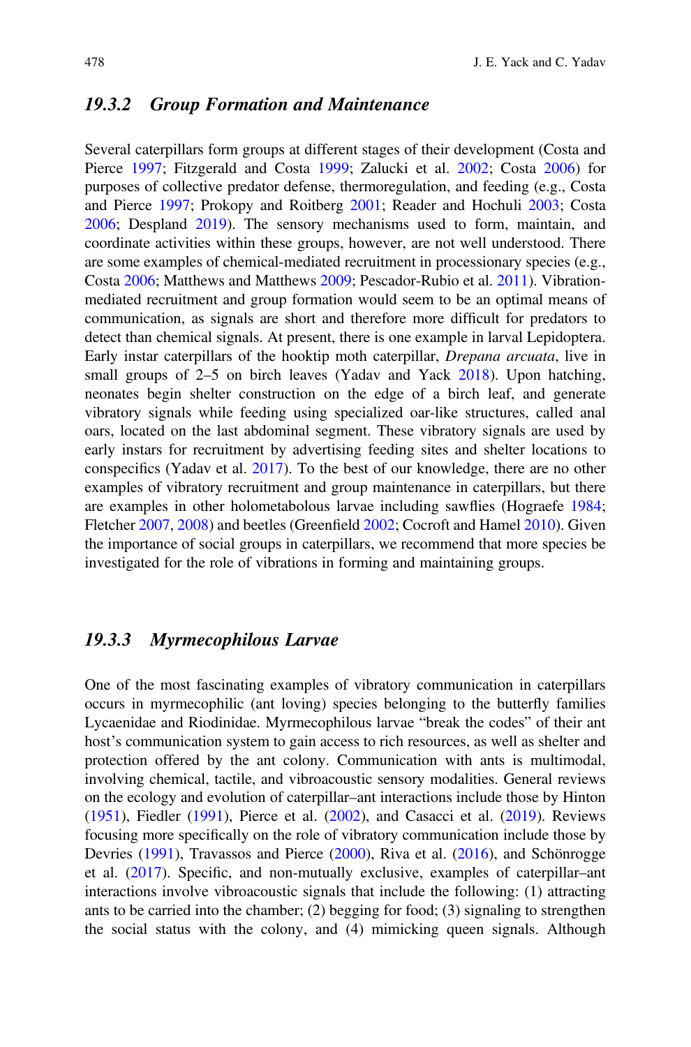### 19.3.2 Group Formation and Maintenance

Several caterpillars form groups at different stages of their development (Costa and Pierce 1997; Fitzgerald and Costa 1999; Zalucki et al. 2002; Costa 2006) for purposes of collective predator defense, thermoregulation, and feeding (e.g., Costa and Pierce 1997; Prokopy and Roitberg 2001; Reader and Hochuli 2003; Costa 2006; Despland 2019). The sensory mechanisms used to form, maintain, and coordinate activities within these groups, however, are not well understood. There are some examples of chemical-mediated recruitment in processionary species (e.g., Costa 2006; Matthews and Matthews 2009; Pescador-Rubio et al. 2011). Vibration-mediated recruitment and group formation would seem to be an optimal means of communication, as signals are short and therefore more difficult for predators to detect than chemical signals. At present, there is one example in larval Lepidoptera. Early instar caterpillars of the hooktip moth caterpillar, *Drepana arcuata*, live in small groups of 2–5 on birch leaves (Yadav and Yack 2018). Upon hatching, neonates begin shelter construction on the edge of a birch leaf, and generate vibratory signals while feeding using specialized oar-like structures, called anal oars, located on the last abdominal segment. These vibratory signals are used by early instars for recruitment by advertising feeding sites and shelter locations to conspecifics (Yadav et al. 2017). To the best of our knowledge, there are no other examples of vibratory recruitment and group maintenance in caterpillars, but there are examples in other holometabolous larvae including sawflies (Hograefe 1984; Fletcher 2007, 2008) and beetles (Greenfield 2002; Cocroft and Hamel 2010). Given the importance of social groups in caterpillars, we recommend that more species be investigated for the role of vibrations in forming and maintaining groups.

### 19.3.3 Myrmecophilous Larvae

One of the most fascinating examples of vibratory communication in caterpillars occurs in myrmecophilic (ant loving) species belonging to the butterfly families Lycaenidae and Riodinidae. Myrmecophilous larvae "break the codes" of their ant host's communication system to gain access to rich resources, as well as shelter and protection offered by the ant colony. Communication with ants is multimodal, involving chemical, tactile, and vibroacoustic sensory modalities. General reviews on the ecology and evolution of caterpillar–ant interactions include those by Hinton (1951), Fiedler (1991), Pierce et al. (2002), and Casacci et al. (2019). Reviews focusing more specifically on the role of vibratory communication include those by Devries (1991), Travassos and Pierce (2000), Riva et al. (2016), and Schönrogge et al. (2017). Specific, and non-mutually exclusive, examples of caterpillar–ant interactions involve vibroacoustic signals that include the following: (1) attracting ants to be carried into the chamber; (2) begging for food; (3) signaling to strengthen the social status with the colony, and (4) mimicking queen signals. Although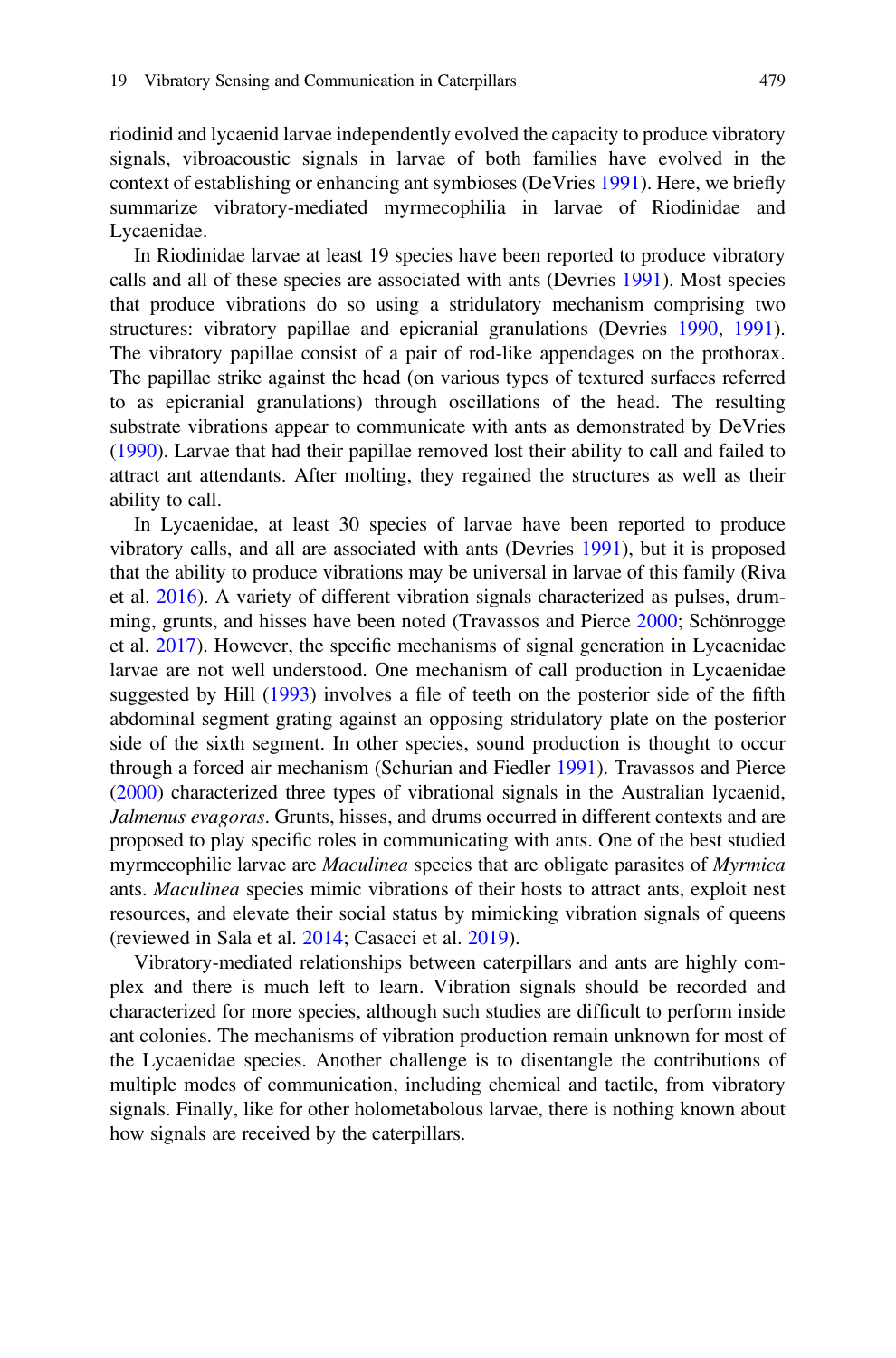riodinid and lycaenid larvae independently evolved the capacity to produce vibratory signals, vibroacoustic signals in larvae of both families have evolved in the context of establishing or enhancing ant symbioses (DeVries 1991). Here, we briefly summarize vibratory-mediated myrmecophilia in larvae of Riodinidae and Lycaenidae.

In Riodinidae larvae at least 19 species have been reported to produce vibratory calls and all of these species are associated with ants (Devries 1991). Most species that produce vibrations do so using a stridulatory mechanism comprising two structures: vibratory papillae and epicranial granulations (Devries 1990, 1991). The vibratory papillae consist of a pair of rod-like appendages on the prothorax. The papillae strike against the head (on various types of textured surfaces referred to as epicranial granulations) through oscillations of the head. The resulting substrate vibrations appear to communicate with ants as demonstrated by DeVries (1990). Larvae that had their papillae removed lost their ability to call and failed to attract ant attendants. After molting, they regained the structures as well as their ability to call.

In Lycaenidae, at least 30 species of larvae have been reported to produce vibratory calls, and all are associated with ants (Devries 1991), but it is proposed that the ability to produce vibrations may be universal in larvae of this family (Riva et al. 2016). A variety of different vibration signals characterized as pulses, drumming, grunts, and hisses have been noted (Travassos and Pierce 2000; Schönrogge et al. 2017). However, the specific mechanisms of signal generation in Lycaenidae larvae are not well understood. One mechanism of call production in Lycaenidae suggested by Hill (1993) involves a file of teeth on the posterior side of the fifth abdominal segment grating against an opposing stridulatory plate on the posterior side of the sixth segment. In other species, sound production is thought to occur through a forced air mechanism (Schurian and Fiedler 1991). Travassos and Pierce (2000) characterized three types of vibrational signals in the Australian lycaenid, *Jalmenus evagoras*. Grunts, hisses, and drums occurred in different contexts and are proposed to play specific roles in communicating with ants. One of the best studied myrmecophilic larvae are *Maculinea* species that are obligate parasites of *Myrmica* ants. *Maculinea* species mimic vibrations of their hosts to attract ants, exploit nest resources, and elevate their social status by mimicking vibration signals of queens (reviewed in Sala et al. 2014; Casacci et al. 2019).

Vibratory-mediated relationships between caterpillars and ants are highly complex and there is much left to learn. Vibration signals should be recorded and characterized for more species, although such studies are difficult to perform inside ant colonies. The mechanisms of vibration production remain unknown for most of the Lycaenidae species. Another challenge is to disentangle the contributions of multiple modes of communication, including chemical and tactile, from vibratory signals. Finally, like for other holometabolous larvae, there is nothing known about how signals are received by the caterpillars.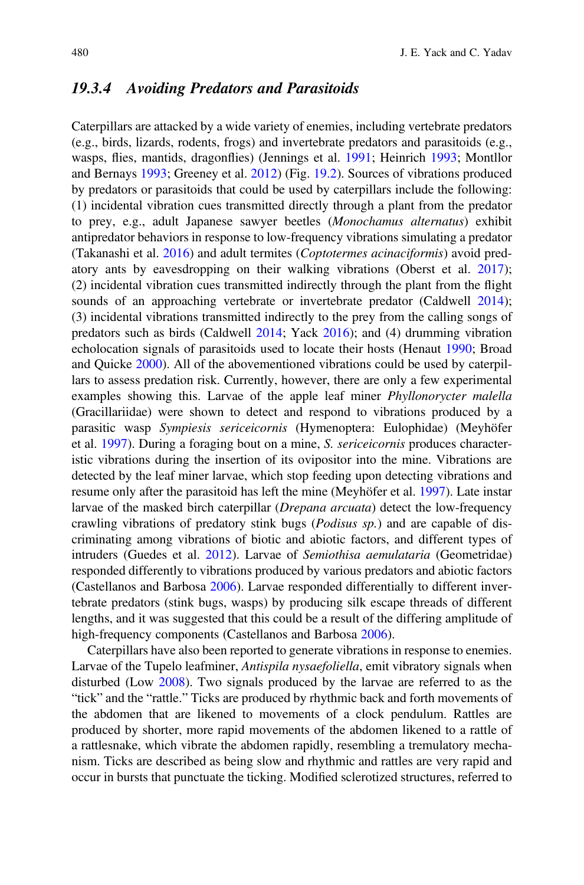### *19.3.4 Avoiding Predators and Parasitoids*

Caterpillars are attacked by a wide variety of enemies, including vertebrate predators (e.g., birds, lizards, rodents, frogs) and invertebrate predators and parasitoids (e.g., wasps, flies, mantids, dragonflies) (Jennings et al. 1991; Heinrich 1993; Montllor and Bernays 1993; Greeney et al. 2012) (Fig. 19.2). Sources of vibrations produced by predators or parasitoids that could be used by caterpillars include the following: (1) incidental vibration cues transmitted directly through a plant from the predator to prey, e.g., adult Japanese sawyer beetles (*Monochamus alternatus*) exhibit antipredator behaviors in response to low-frequency vibrations simulating a predator (Takanashi et al. 2016) and adult termites (*Coptotermes acinaciformis*) avoid predatory ants by eavesdropping on their walking vibrations (Oberst et al. 2017); (2) incidental vibration cues transmitted indirectly through the plant from the flight sounds of an approaching vertebrate or invertebrate predator (Caldwell 2014); (3) incidental vibrations transmitted indirectly to the prey from the calling songs of predators such as birds (Caldwell 2014; Yack 2016); and (4) drumming vibration echolocation signals of parasitoids used to locate their hosts (Henaut 1990; Broad and Quicke 2000). All of the abovementioned vibrations could be used by caterpillars to assess predation risk. Currently, however, there are only a few experimental examples showing this. Larvae of the apple leaf miner *Phyllonorycter malella* (Gracillariidae) were shown to detect and respond to vibrations produced by a parasitic wasp *Sympiesis sericeicornis* (Hymenoptera: Eulophidae) (Meyhöfer et al. 1997). During a foraging bout on a mine, *S. sericeicornis* produces characteristic vibrations during the insertion of its ovipositor into the mine. Vibrations are detected by the leaf miner larvae, which stop feeding upon detecting vibrations and resume only after the parasitoid has left the mine (Meyhöfer et al. 1997). Late instar larvae of the masked birch caterpillar (*Drepana arcuata*) detect the low-frequency crawling vibrations of predatory stink bugs (*Podisus sp.*) and are capable of discriminating among vibrations of biotic and abiotic factors, and different types of intruders (Guedes et al. 2012). Larvae of *Semiothisa aemulataria* (Geometridae) responded differently to vibrations produced by various predators and abiotic factors (Castellanos and Barbosa 2006). Larvae responded differentially to different invertebrate predators (stink bugs, wasps) by producing silk escape threads of different lengths, and it was suggested that this could be a result of the differing amplitude of high-frequency components (Castellanos and Barbosa 2006).

Caterpillars have also been reported to generate vibrations in response to enemies. Larvae of the Tupelo leafminer, *Antispila nysaefoliella*, emit vibratory signals when disturbed (Low 2008). Two signals produced by the larvae are referred to as the "tick" and the "rattle." Ticks are produced by rhythmic back and forth movements of the abdomen that are likened to movements of a clock pendulum. Rattles are produced by shorter, more rapid movements of the abdomen likened to a rattle of a rattlesnake, which vibrate the abdomen rapidly, resembling a tremulatory mechanism. Ticks are described as being slow and rhythmic and rattles are very rapid and occur in bursts that punctuate the ticking. Modified sclerotized structures, referred to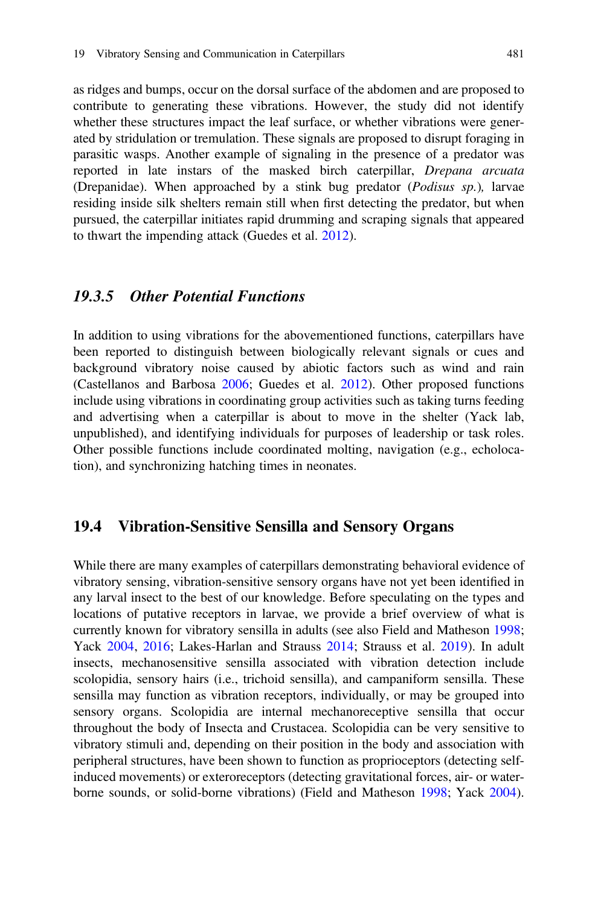as ridges and bumps, occur on the dorsal surface of the abdomen and are proposed to contribute to generating these vibrations. However, the study did not identify whether these structures impact the leaf surface, or whether vibrations were generated by stridulation or tremulation. These signals are proposed to disrupt foraging in parasitic wasps. Another example of signaling in the presence of a predator was reported in late instars of the masked birch caterpillar, *Drepana arcuata* (Drepanidae). When approached by a stink bug predator (*Podisus sp.*)*,* larvae residing inside silk shelters remain still when first detecting the predator, but when pursued, the caterpillar initiates rapid drumming and scraping signals that appeared to thwart the impending attack (Guedes et al. 2012).

### *19.3.5 Other Potential Functions*

In addition to using vibrations for the abovementioned functions, caterpillars have been reported to distinguish between biologically relevant signals or cues and background vibratory noise caused by abiotic factors such as wind and rain (Castellanos and Barbosa 2006; Guedes et al. 2012). Other proposed functions include using vibrations in coordinating group activities such as taking turns feeding and advertising when a caterpillar is about to move in the shelter (Yack lab, unpublished), and identifying individuals for purposes of leadership or task roles. Other possible functions include coordinated molting, navigation (e.g., echolocation), and synchronizing hatching times in neonates.

## 19.4 Vibration-Sensitive Sensilla and Sensory Organs

While there are many examples of caterpillars demonstrating behavioral evidence of vibratory sensing, vibration-sensitive sensory organs have not yet been identified in any larval insect to the best of our knowledge. Before speculating on the types and locations of putative receptors in larvae, we provide a brief overview of what is currently known for vibratory sensilla in adults (see also Field and Matheson 1998; Yack 2004, 2016; Lakes-Harlan and Strauss 2014; Strauss et al. 2019). In adult insects, mechanosensitive sensilla associated with vibration detection include scolopidia, sensory hairs (i.e., trichoid sensilla), and campaniform sensilla. These sensilla may function as vibration receptors, individually, or may be grouped into sensory organs. Scolopidia are internal mechanoreceptive sensilla that occur throughout the body of Insecta and Crustacea. Scolopidia can be very sensitive to vibratory stimuli and, depending on their position in the body and association with peripheral structures, have been shown to function as proprioceptors (detecting self-induced movements) or exteroreceptors (detecting gravitational forces, air- or water-borne sounds, or solid-borne vibrations) (Field and Matheson 1998; Yack 2004).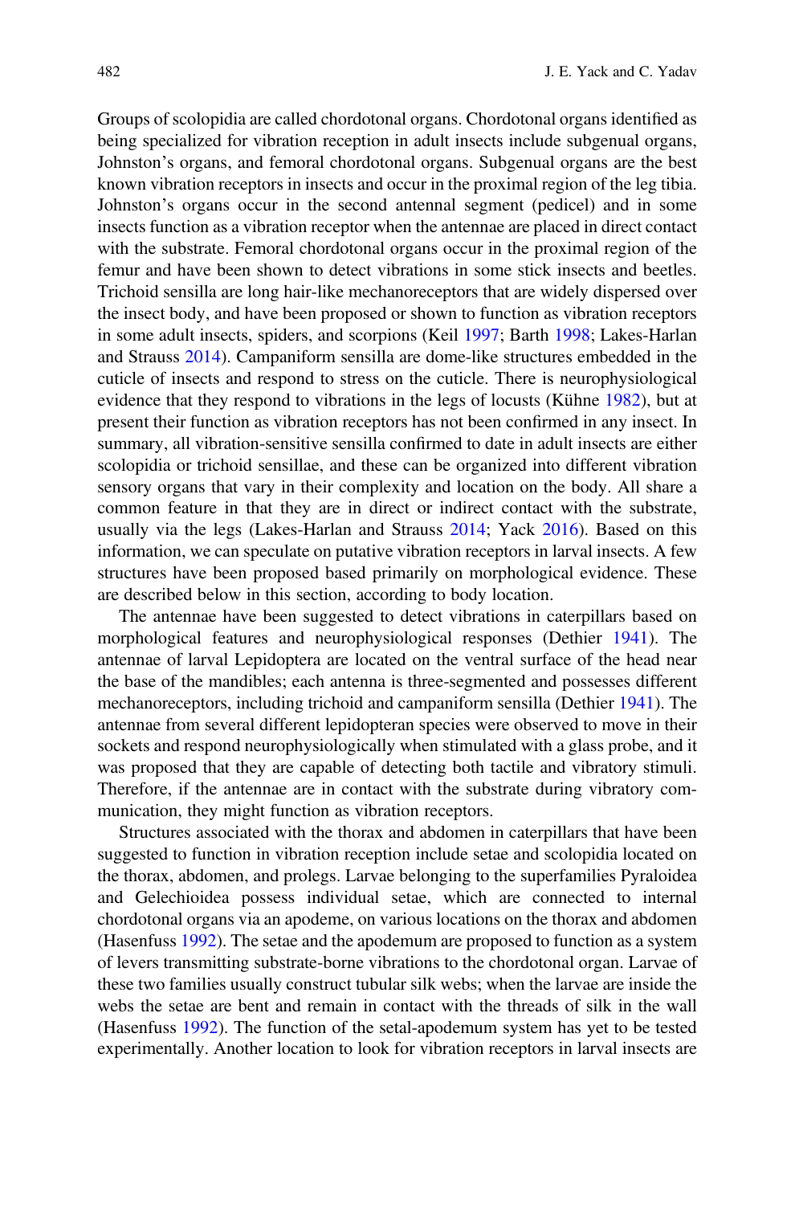Groups of scolopidia are called chordotonal organs. Chordotonal organs identified as being specialized for vibration reception in adult insects include subgenual organs, Johnston's organs, and femoral chordotonal organs. Subgenual organs are the best known vibration receptors in insects and occur in the proximal region of the leg tibia. Johnston's organs occur in the second antennal segment (pedicel) and in some insects function as a vibration receptor when the antennae are placed in direct contact with the substrate. Femoral chordotonal organs occur in the proximal region of the femur and have been shown to detect vibrations in some stick insects and beetles. Trichoid sensilla are long hair-like mechanoreceptors that are widely dispersed over the insect body, and have been proposed or shown to function as vibration receptors in some adult insects, spiders, and scorpions (Keil 1997; Barth 1998; Lakes-Harlan and Strauss 2014). Campaniform sensilla are dome-like structures embedded in the cuticle of insects and respond to stress on the cuticle. There is neurophysiological evidence that they respond to vibrations in the legs of locusts (Kühne 1982), but at present their function as vibration receptors has not been confirmed in any insect. In summary, all vibration-sensitive sensilla confirmed to date in adult insects are either scolopidia or trichoid sensillae, and these can be organized into different vibration sensory organs that vary in their complexity and location on the body. All share a common feature in that they are in direct or indirect contact with the substrate, usually via the legs (Lakes-Harlan and Strauss 2014; Yack 2016). Based on this information, we can speculate on putative vibration receptors in larval insects. A few structures have been proposed based primarily on morphological evidence. These are described below in this section, according to body location.

The antennae have been suggested to detect vibrations in caterpillars based on morphological features and neurophysiological responses (Dethier 1941). The antennae of larval Lepidoptera are located on the ventral surface of the head near the base of the mandibles; each antenna is three-segmented and possesses different mechanoreceptors, including trichoid and campaniform sensilla (Dethier 1941). The antennae from several different lepidopteran species were observed to move in their sockets and respond neurophysiologically when stimulated with a glass probe, and it was proposed that they are capable of detecting both tactile and vibratory stimuli. Therefore, if the antennae are in contact with the substrate during vibratory communication, they might function as vibration receptors.

Structures associated with the thorax and abdomen in caterpillars that have been suggested to function in vibration reception include setae and scolopidia located on the thorax, abdomen, and prolegs. Larvae belonging to the superfamilies Pyraloidea and Gelechioidea possess individual setae, which are connected to internal chordotonal organs via an apodeme, on various locations on the thorax and abdomen (Hasenfuss 1992). The setae and the apodemum are proposed to function as a system of levers transmitting substrate-borne vibrations to the chordotonal organ. Larvae of these two families usually construct tubular silk webs; when the larvae are inside the webs the setae are bent and remain in contact with the threads of silk in the wall (Hasenfuss 1992). The function of the setal-apodemum system has yet to be tested experimentally. Another location to look for vibration receptors in larval insects are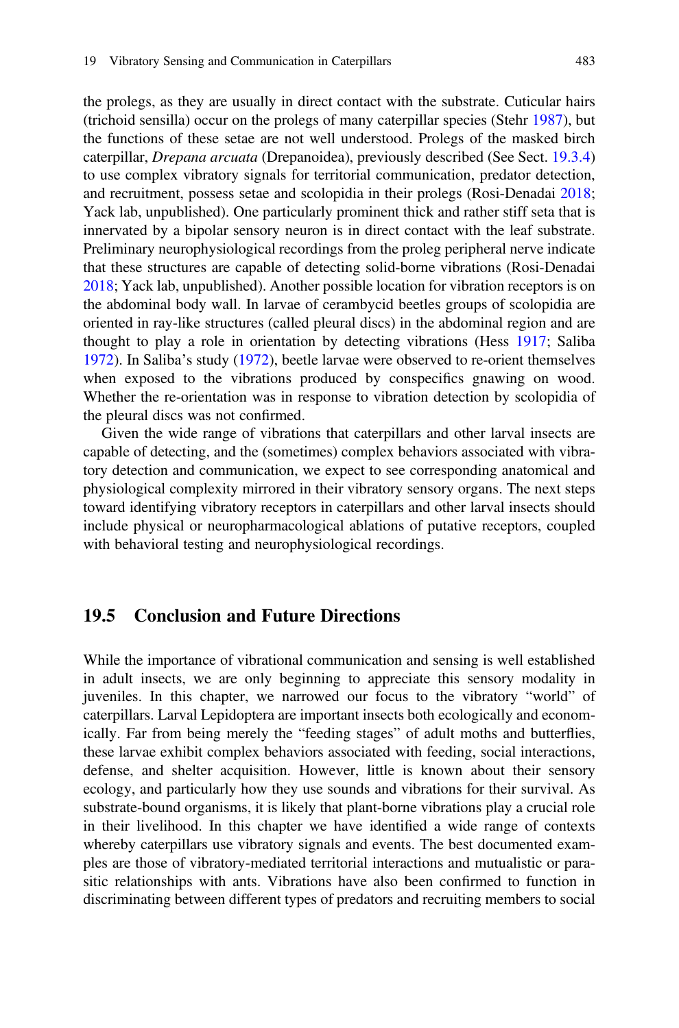the prolegs, as they are usually in direct contact with the substrate. Cuticular hairs (trichoid sensilla) occur on the prolegs of many caterpillar species (Stehr 1987), but the functions of these setae are not well understood. Prolegs of the masked birch caterpillar, *Drepana arcuata* (Drepanoidea), previously described (See Sect. 19.3.4) to use complex vibratory signals for territorial communication, predator detection, and recruitment, possess setae and scolopidia in their prolegs (Rosi-Denadai 2018; Yack lab, unpublished). One particularly prominent thick and rather stiff seta that is innervated by a bipolar sensory neuron is in direct contact with the leaf substrate. Preliminary neurophysiological recordings from the proleg peripheral nerve indicate that these structures are capable of detecting solid-borne vibrations (Rosi-Denadai 2018; Yack lab, unpublished). Another possible location for vibration receptors is on the abdominal body wall. In larvae of cerambycid beetles groups of scolopidia are oriented in ray-like structures (called pleural discs) in the abdominal region and are thought to play a role in orientation by detecting vibrations (Hess 1917; Saliba 1972). In Saliba's study (1972), beetle larvae were observed to re-orient themselves when exposed to the vibrations produced by conspecifics gnawing on wood. Whether the re-orientation was in response to vibration detection by scolopidia of the pleural discs was not confirmed.

Given the wide range of vibrations that caterpillars and other larval insects are capable of detecting, and the (sometimes) complex behaviors associated with vibratory detection and communication, we expect to see corresponding anatomical and physiological complexity mirrored in their vibratory sensory organs. The next steps toward identifying vibratory receptors in caterpillars and other larval insects should include physical or neuropharmacological ablations of putative receptors, coupled with behavioral testing and neurophysiological recordings.

## 19.5 Conclusion and Future Directions

While the importance of vibrational communication and sensing is well established in adult insects, we are only beginning to appreciate this sensory modality in juveniles. In this chapter, we narrowed our focus to the vibratory "world" of caterpillars. Larval Lepidoptera are important insects both ecologically and economically. Far from being merely the "feeding stages" of adult moths and butterflies, these larvae exhibit complex behaviors associated with feeding, social interactions, defense, and shelter acquisition. However, little is known about their sensory ecology, and particularly how they use sounds and vibrations for their survival. As substrate-bound organisms, it is likely that plant-borne vibrations play a crucial role in their livelihood. In this chapter we have identified a wide range of contexts whereby caterpillars use vibratory signals and events. The best documented examples are those of vibratory-mediated territorial interactions and mutualistic or parasitic relationships with ants. Vibrations have also been confirmed to function in discriminating between different types of predators and recruiting members to social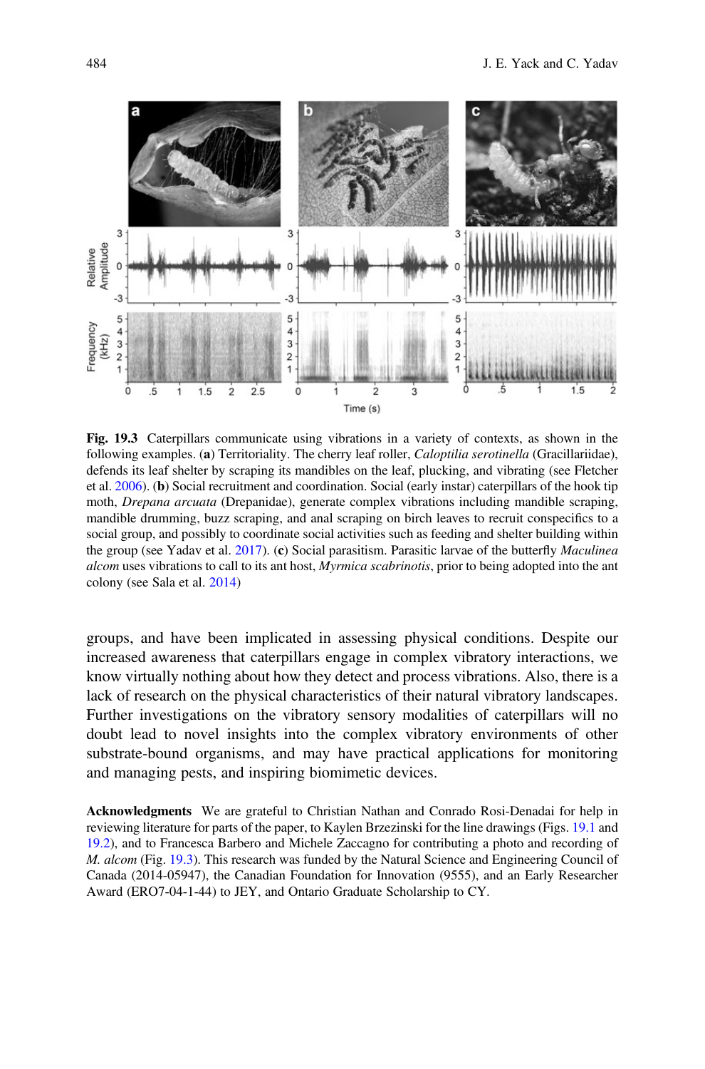**Fig. 19.3** Caterpillars communicate using vibrations in a variety of contexts, as shown in the following examples. (**a**) Territoriality. The cherry leaf roller, *Caloptilia serotinella* (Gracillariidae), defends its leaf shelter by scraping its mandibles on the leaf, plucking, and vibrating (see Fletcher et al. 2006). (**b**) Social recruitment and coordination. Social (early instar) caterpillars of the hook tip moth, *Drepana arcuata* (Drepanidae), generate complex vibrations including mandible scraping, mandible drumming, buzz scraping, and anal scraping on birch leaves to recruit conspecifics to a social group, and possibly to coordinate social activities such as feeding and shelter building within the group (see Yadav et al. 2017). (**c**) Social parasitism. Parasitic larvae of the butterfly *Maculinea alcom* uses vibrations to call to its ant host, *Myrmica scabrinotis*, prior to being adopted into the ant colony (see Sala et al. 2014)

groups, and have been implicated in assessing physical conditions. Despite our increased awareness that caterpillars engage in complex vibratory interactions, we know virtually nothing about how they detect and process vibrations. Also, there is a lack of research on the physical characteristics of their natural vibratory landscapes. Further investigations on the vibratory sensory modalities of caterpillars will no doubt lead to novel insights into the complex vibratory environments of other substrate-bound organisms, and may have practical applications for monitoring and managing pests, and inspiring biomimetic devices.

**Acknowledgments** We are grateful to Christian Nathan and Conrado Rosi-Denadai for help in reviewing literature for parts of the paper, to Kaylen Brzezinski for the line drawings (Figs. 19.1 and 19.2), and to Francesca Barbero and Michele Zaccagno for contributing a photo and recording of *M. alcom* (Fig. 19.3). This research was funded by the Natural Science and Engineering Council of Canada (2014-05947), the Canadian Foundation for Innovation (9555), and an Early Researcher Award (ERO7-04-1-44) to JEY, and Ontario Graduate Scholarship to CY.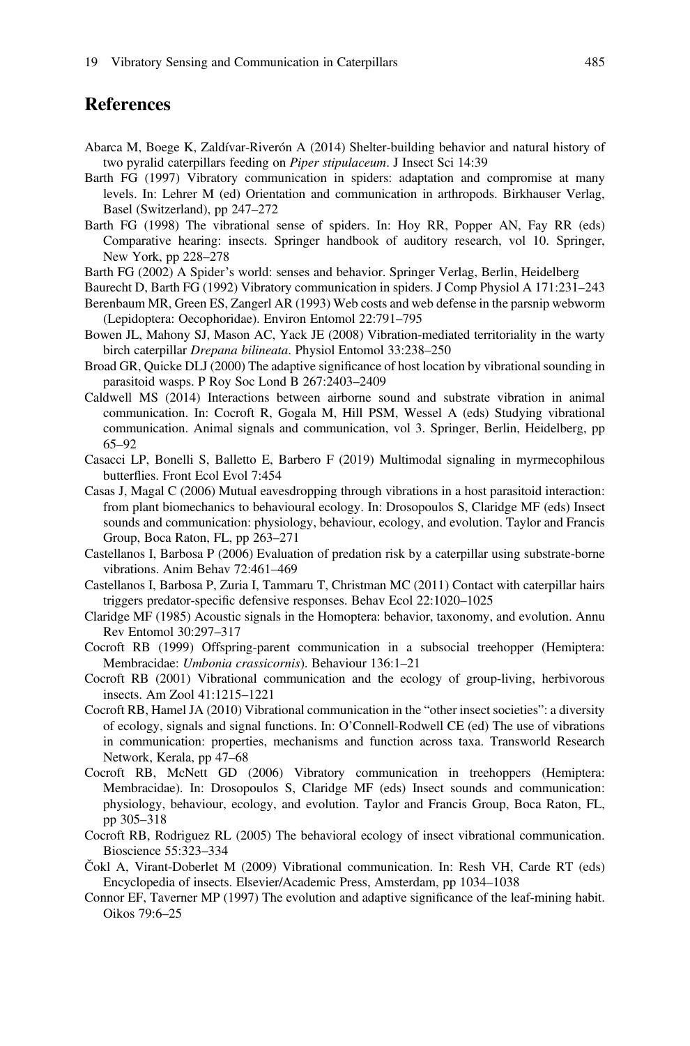## References

Abarca M, Boege K, Zaldívar-Riverón A (2014) Shelter-building behavior and natural history of two pyralid caterpillars feeding on *Piper stipulaceum*. J Insect Sci 14:39

Barth FG (1997) Vibratory communication in spiders: adaptation and compromise at many levels. In: Lehrer M (ed) Orientation and communication in arthropods. Birkhauser Verlag, Basel (Switzerland), pp 247–272

Barth FG (1998) The vibrational sense of spiders. In: Hoy RR, Popper AN, Fay RR (eds) Comparative hearing: insects. Springer handbook of auditory research, vol 10. Springer, New York, pp 228–278

Barth FG (2002) A Spider's world: senses and behavior. Springer Verlag, Berlin, Heidelberg

Baurecht D, Barth FG (1992) Vibratory communication in spiders. J Comp Physiol A 171:231–243

Berenbaum MR, Green ES, Zangerl AR (1993) Web costs and web defense in the parsnip webworm (Lepidoptera: Oecophoridae). Environ Entomol 22:791–795

Bowen JL, Mahony SJ, Mason AC, Yack JE (2008) Vibration-mediated territoriality in the warty birch caterpillar *Drepana bilineata*. Physiol Entomol 33:238–250

Broad GR, Quicke DLJ (2000) The adaptive significance of host location by vibrational sounding in parasitoid wasps. P Roy Soc Lond B 267:2403–2409

Caldwell MS (2014) Interactions between airborne sound and substrate vibration in animal communication. In: Cocroft R, Gogala M, Hill PSM, Wessel A (eds) Studying vibrational communication. Animal signals and communication, vol 3. Springer, Berlin, Heidelberg, pp 65–92

Casacci LP, Bonelli S, Balletto E, Barbero F (2019) Multimodal signaling in myrmecophilous butterflies. Front Ecol Evol 7:454

Casas J, Magal C (2006) Mutual eavesdropping through vibrations in a host parasitoid interaction: from plant biomechanics to behavioural ecology. In: Drosopoulos S, Claridge MF (eds) Insect sounds and communication: physiology, behaviour, ecology, and evolution. Taylor and Francis Group, Boca Raton, FL, pp 263–271

Castellanos I, Barbosa P (2006) Evaluation of predation risk by a caterpillar using substrate-borne vibrations. Anim Behav 72:461–469

Castellanos I, Barbosa P, Zuria I, Tammaru T, Christman MC (2011) Contact with caterpillar hairs triggers predator-specific defensive responses. Behav Ecol 22:1020–1025

Claridge MF (1985) Acoustic signals in the Homoptera: behavior, taxonomy, and evolution. Annu Rev Entomol 30:297–317

Cocroft RB (1999) Offspring-parent communication in a subsocial treehopper (Hemiptera: Membracidae: *Umbonia crassicornis*). Behaviour 136:1–21

Cocroft RB (2001) Vibrational communication and the ecology of group-living, herbivorous insects. Am Zool 41:1215–1221

Cocroft RB, Hamel JA (2010) Vibrational communication in the "other insect societies": a diversity of ecology, signals and signal functions. In: O'Connell-Rodwell CE (ed) The use of vibrations in communication: properties, mechanisms and function across taxa. Transworld Research Network, Kerala, pp 47–68

Cocroft RB, McNett GD (2006) Vibratory communication in treehoppers (Hemiptera: Membracidae). In: Drosopoulos S, Claridge MF (eds) Insect sounds and communication: physiology, behaviour, ecology, and evolution. Taylor and Francis Group, Boca Raton, FL, pp 305–318

Cocroft RB, Rodriguez RL (2005) The behavioral ecology of insect vibrational communication. Bioscience 55:323–334

Čokl A, Virant-Doberlet M (2009) Vibrational communication. In: Resh VH, Carde RT (eds) Encyclopedia of insects. Elsevier/Academic Press, Amsterdam, pp 1034–1038

Connor EF, Taverner MP (1997) The evolution and adaptive significance of the leaf-mining habit. Oikos 79:6–25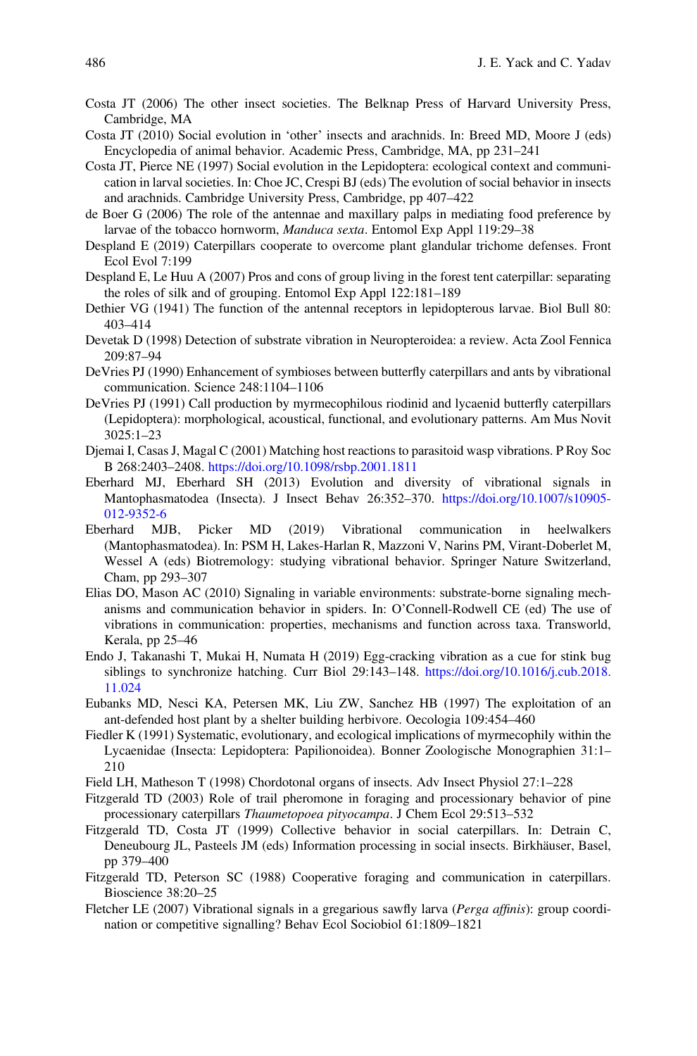Costa JT (2006) The other insect societies. The Belknap Press of Harvard University Press, Cambridge, MA

Costa JT (2010) Social evolution in 'other' insects and arachnids. In: Breed MD, Moore J (eds) Encyclopedia of animal behavior. Academic Press, Cambridge, MA, pp 231–241

Costa JT, Pierce NE (1997) Social evolution in the Lepidoptera: ecological context and communication in larval societies. In: Choe JC, Crespi BJ (eds) The evolution of social behavior in insects and arachnids. Cambridge University Press, Cambridge, pp 407–422

de Boer G (2006) The role of the antennae and maxillary palps in mediating food preference by larvae of the tobacco hornworm, *Manduca sexta*. Entomol Exp Appl 119:29–38

Despland E (2019) Caterpillars cooperate to overcome plant glandular trichome defenses. Front Ecol Evol 7:199

Despland E, Le Huu A (2007) Pros and cons of group living in the forest tent caterpillar: separating the roles of silk and of grouping. Entomol Exp Appl 122:181–189

Dethier VG (1941) The function of the antennal receptors in lepidopterous larvae. Biol Bull 80: 403–414

Devetak D (1998) Detection of substrate vibration in Neuropteroidea: a review. Acta Zool Fennica 209:87–94

DeVries PJ (1990) Enhancement of symbioses between butterfly caterpillars and ants by vibrational communication. Science 248:1104–1106

DeVries PJ (1991) Call production by myrmecophilous riodinid and lycaenid butterfly caterpillars (Lepidoptera): morphological, acoustical, functional, and evolutionary patterns. Am Mus Novit 3025:1–23

Djemai I, Casas J, Magal C (2001) Matching host reactions to parasitoid wasp vibrations. P Roy Soc B 268:2403–2408. https://doi.org/10.1098/rspb.2001.1811

Eberhard MJ, Eberhard SH (2013) Evolution and diversity of vibrational signals in Mantophasmatodea (Insecta). J Insect Behav 26:352–370. https://doi.org/10.1007/s10905-012-9352-6

Eberhard MJB, Picker MD (2019) Vibrational communication in heelwalkers (Mantophasmatodea). In: PSM H, Lakes-Harlan R, Mazzoni V, Narins PM, Virant-Doberlet M, Wessel A (eds) Biotremology: studying vibrational behavior. Springer Nature Switzerland, Cham, pp 293–307

Elias DO, Mason AC (2010) Signaling in variable environments: substrate-borne signaling mechanisms and communication behavior in spiders. In: O'Connell-Rodwell CE (ed) The use of vibrations in communication: properties, mechanisms and function across taxa. Transworld, Kerala, pp 25–46

Endo J, Takanashi T, Mukai H, Numata H (2019) Egg-cracking vibration as a cue for stink bug siblings to synchronize hatching. Curr Biol 29:143–148. https://doi.org/10.1016/j.cub.2018.11.024

Eubanks MD, Nesci KA, Petersen MK, Liu ZW, Sanchez HB (1997) The exploitation of an ant-defended host plant by a shelter building herbivore. Oecologia 109:454–460

Fiedler K (1991) Systematic, evolutionary, and ecological implications of myrmecophily within the Lycaenidae (Insecta: Lepidoptera: Papilionoidea). Bonner Zoologische Monographien 31:1–210

Field LH, Matheson T (1998) Chordotonal organs of insects. Adv Insect Physiol 27:1–228

Fitzgerald TD (2003) Role of trail pheromone in foraging and processionary behavior of pine processionary caterpillars *Thaumetopoea pityocampa*. J Chem Ecol 29:513–532

Fitzgerald TD, Costa JT (1999) Collective behavior in social caterpillars. In: Detrain C, Deneubourg JL, Pasteels JM (eds) Information processing in social insects. Birkhäuser, Basel, pp 379–400

Fitzgerald TD, Peterson SC (1988) Cooperative foraging and communication in caterpillars. Bioscience 38:20–25

Fletcher LE (2007) Vibrational signals in a gregarious sawfly larva (*Perga affinis*): group coordination or competitive signalling? Behav Ecol Sociobiol 61:1809–1821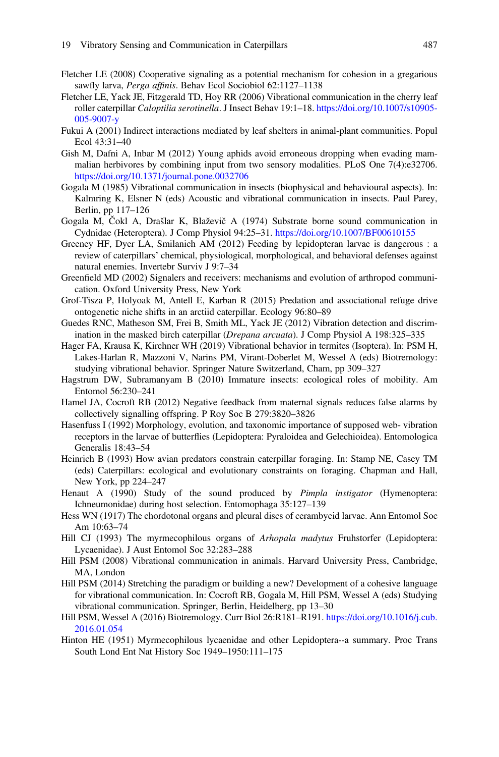Fletcher LE (2008) Cooperative signaling as a potential mechanism for cohesion in a gregarious sawfly larva, *Perga affinis*. Behav Ecol Sociobiol 62:1127–1138

Fletcher LE, Yack JE, Fitzgerald TD, Hoy RR (2006) Vibrational communication in the cherry leaf roller caterpillar *Caloptilia serotinella*. J Insect Behav 19:1–18. https://doi.org/10.1007/s10905-005-9007-y

Fukui A (2001) Indirect interactions mediated by leaf shelters in animal-plant communities. Popul Ecol 43:31–40

Gish M, Dafni A, Inbar M (2012) Young aphids avoid erroneous dropping when evading mammalian herbivores by combining input from two sensory modalities. PLoS One 7(4):e32706. https://doi.org/10.1371/journal.pone.0032706

Gogala M (1985) Vibrational communication in insects (biophysical and behavioural aspects). In: Kalmring K, Elsner N (eds) Acoustic and vibrational communication in insects. Paul Parey, Berlin, pp 117–126

Gogala M, Čokl A, Drašlar K, Blaževič A (1974) Substrate borne sound communication in Cydnidae (Heteroptera). J Comp Physiol 94:25–31. https://doi.org/10.1007/BF00610155

Greeney HF, Dyer LA, Smilanich AM (2012) Feeding by lepidopteran larvae is dangerous : a review of caterpillars' chemical, physiological, morphological, and behavioral defenses against natural enemies. Invertebr Surviv J 9:7–34

Greenfield MD (2002) Signalers and receivers: mechanisms and evolution of arthropod communication. Oxford University Press, New York

Grof-Tisza P, Holyoak M, Antell E, Karban R (2015) Predation and associational refuge drive ontogenetic niche shifts in an arctiid caterpillar. Ecology 96:80–89

Guedes RNC, Matheson SM, Frei B, Smith ML, Yack JE (2012) Vibration detection and discrimination in the masked birch caterpillar (*Drepana arcuata*). J Comp Physiol A 198:325–335

Hager FA, Krausa K, Kirchner WH (2019) Vibrational behavior in termites (Isoptera). In: PSM H, Lakes-Harlan R, Mazzoni V, Narins PM, Virant-Doberlet M, Wessel A (eds) Biotremology: studying vibrational behavior. Springer Nature Switzerland, Cham, pp 309–327

Hagstrum DW, Subramanyam B (2010) Immature insects: ecological roles of mobility. Am Entomol 56:230–241

Hamel JA, Cocroft RB (2012) Negative feedback from maternal signals reduces false alarms by collectively signalling offspring. P Roy Soc B 279:3820–3826

Hasenfuss I (1992) Morphology, evolution, and taxonomic importance of supposed web- vibration receptors in the larvae of butterflies (Lepidoptera: Pyraloidea and Gelechioidea). Entomologica Generalis 18:43–54

Heinrich B (1993) How avian predators constrain caterpillar foraging. In: Stamp NE, Casey TM (eds) Caterpillars: ecological and evolutionary constraints on foraging. Chapman and Hall, New York, pp 224–247

Henaut A (1990) Study of the sound produced by *Pimpla instigator* (Hymenoptera: Ichneumonidae) during host selection. Entomophaga 35:127–139

Hess WN (1917) The chordotonal organs and pleural discs of cerambycid larvae. Ann Entomol Soc Am 10:63–74

Hill CJ (1993) The myrmecophilous organs of *Arhopala madytus* Fruhstorfer (Lepidoptera: Lycaenidae). J Aust Entomol Soc 32:283–288

Hill PSM (2008) Vibrational communication in animals. Harvard University Press, Cambridge, MA, London

Hill PSM (2014) Stretching the paradigm or building a new? Development of a cohesive language for vibrational communication. In: Cocroft RB, Gogala M, Hill PSM, Wessel A (eds) Studying vibrational communication. Springer, Berlin, Heidelberg, pp 13–30

Hill PSM, Wessel A (2016) Biotremology. Curr Biol 26:R181–R191. https://doi.org/10.1016/j.cub.2016.01.054

Hinton HE (1951) Myrmecophilous lycaenidae and other Lepidoptera--a summary. Proc Trans South Lond Ent Nat History Soc 1949–1950:111–175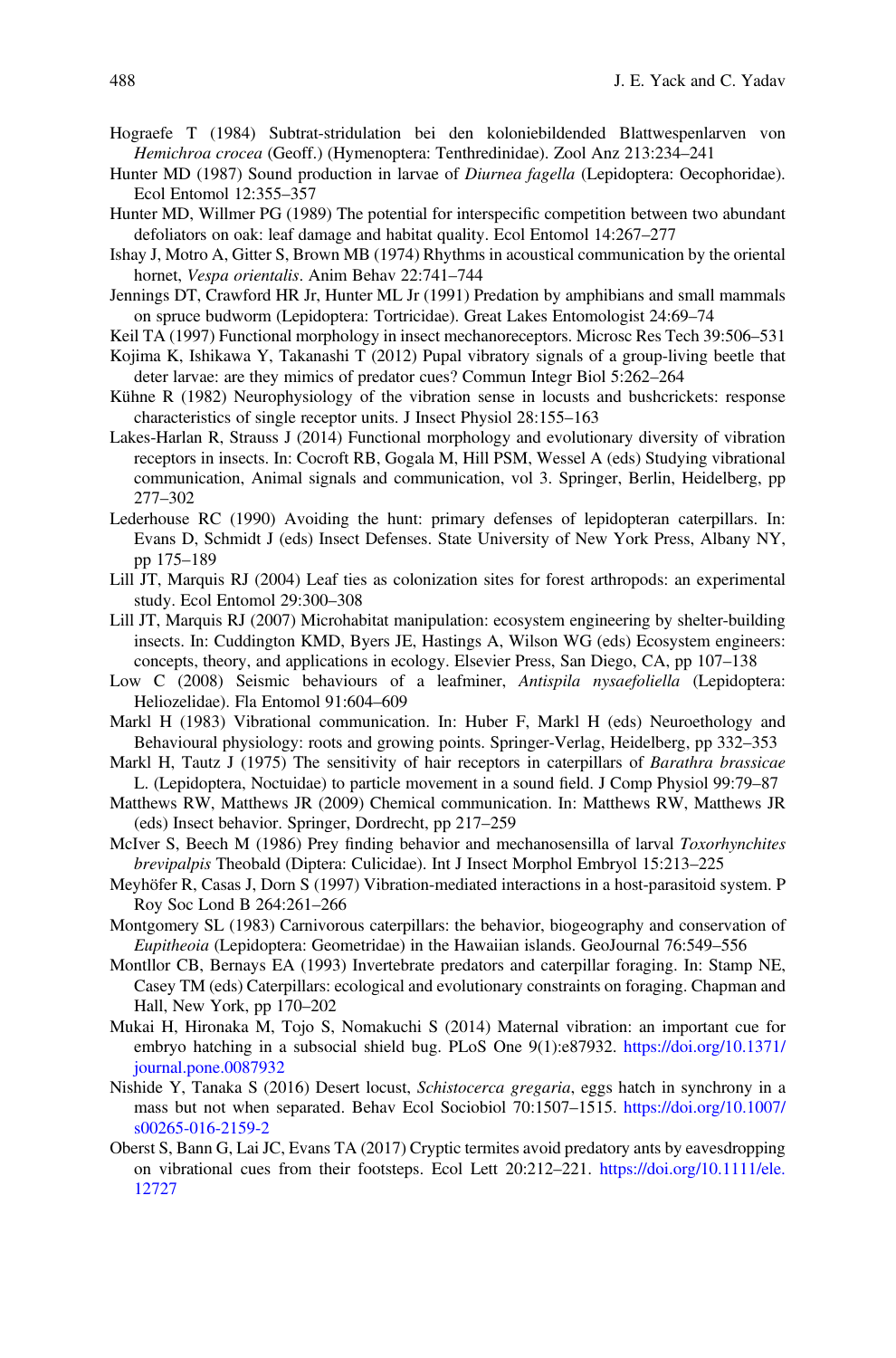Hograefe T (1984) Subtrat-stridulation bei den koloniebildendend Blattwespenlarven von *Hemichroa crocea* (Geoff.) (Hymenoptera: Tenthredinidae). Zool Anz 213:234–241

Hunter MD (1987) Sound production in larvae of *Diurnea fagella* (Lepidoptera: Oecophoridae). Ecol Entomol 12:355–357

Hunter MD, Willmer PG (1989) The potential for interspecific competition between two abundant defoliators on oak: leaf damage and habitat quality. Ecol Entomol 14:267–277

Ishay J, Motro A, Gitter S, Brown MB (1974) Rhythms in acoustical communication by the oriental hornet, *Vespa orientalis*. Anim Behav 22:741–744

Jennings DT, Crawford HR Jr, Hunter ML Jr (1991) Predation by amphibians and small mammals on spruce budworm (Lepidoptera: Tortricidae). Great Lakes Entomologist 24:69–74

Keil TA (1997) Functional morphology in insect mechanoreceptors. Microsc Res Tech 39:506–531

Kojima K, Ishikawa Y, Takanashi T (2012) Pupal vibratory signals of a group-living beetle that deter larvae: are they mimics of predator cues? Commun Integr Biol 5:262–264

Kühne R (1982) Neurophysiology of the vibration sense in locusts and bushcrickets: response characteristics of single receptor units. J Insect Physiol 28:155–163

Lakes-Harlan R, Strauss J (2014) Functional morphology and evolutionary diversity of vibration receptors in insects. In: Cocroft RB, Gogala M, Hill PSM, Wessel A (eds) Studying vibrational communication, Animal signals and communication, vol 3. Springer, Berlin, Heidelberg, pp 277–302

Lederhouse RC (1990) Avoiding the hunt: primary defenses of lepidopteran caterpillars. In: Evans D, Schmidt J (eds) Insect Defenses. State University of New York Press, Albany NY, pp 175–189

Lill JT, Marquis RJ (2004) Leaf ties as colonization sites for forest arthropods: an experimental study. Ecol Entomol 29:300–308

Lill JT, Marquis RJ (2007) Microhabitat manipulation: ecosystem engineering by shelter-building insects. In: Cuddington KMD, Byers JE, Hastings A, Wilson WG (eds) Ecosystem engineers: concepts, theory, and applications in ecology. Elsevier Press, San Diego, CA, pp 107–138

Low C (2008) Seismic behaviours of a leafminer, *Antispila nysaefoliella* (Lepidoptera: Heliozelidae). Fla Entomol 91:604–609

Markl H (1983) Vibrational communication. In: Huber F, Markl H (eds) Neuroethology and Behavioural physiology: roots and growing points. Springer-Verlag, Heidelberg, pp 332–353

Markl H, Tautz J (1975) The sensitivity of hair receptors in caterpillars of *Barathra brassicae* L. (Lepidoptera, Noctuidae) to particle movement in a sound field. J Comp Physiol 99:79–87

Matthews RW, Matthews JR (2009) Chemical communication. In: Matthews RW, Matthews JR (eds) Insect behavior. Springer, Dordrecht, pp 217–259

McIver S, Beech M (1986) Prey finding behavior and mechanosensilla of larval *Toxorhynchites brevipalpis* Theobald (Diptera: Culicidae). Int J Insect Morphol Embryol 15:213–225

Meyhöfer R, Casas J, Dorn S (1997) Vibration-mediated interactions in a host-parasitoid system. P Roy Soc Lond B 264:261–266

Montgomery SL (1983) Carnivorous caterpillars: the behavior, biogeography and conservation of *Eupitheoia* (Lepidoptera: Geometridae) in the Hawaiian islands. GeoJournal 76:549–556

Montllor CB, Bernays EA (1993) Invertebrate predators and caterpillar foraging. In: Stamp NE, Casey TM (eds) Caterpillars: ecological and evolutionary constraints on foraging. Chapman and Hall, New York, pp 170–202

Mukai H, Hironaka M, Tojo S, Nomakuchi S (2014) Maternal vibration: an important cue for embryo hatching in a subsocial shield bug. PLoS One 9(1):e87932. https://doi.org/10.1371/journal.pone.0087932

Nishide Y, Tanaka S (2016) Desert locust, *Schistocerca gregaria*, eggs hatch in synchrony in a mass but not when separated. Behav Ecol Sociobiol 70:1507–1515. https://doi.org/10.1007/s00265-016-2159-2

Oberst S, Bann G, Lai JC, Evans TA (2017) Cryptic termites avoid predatory ants by eavesdropping on vibrational cues from their footsteps. Ecol Lett 20:212–221. https://doi.org/10.1111/ele.12727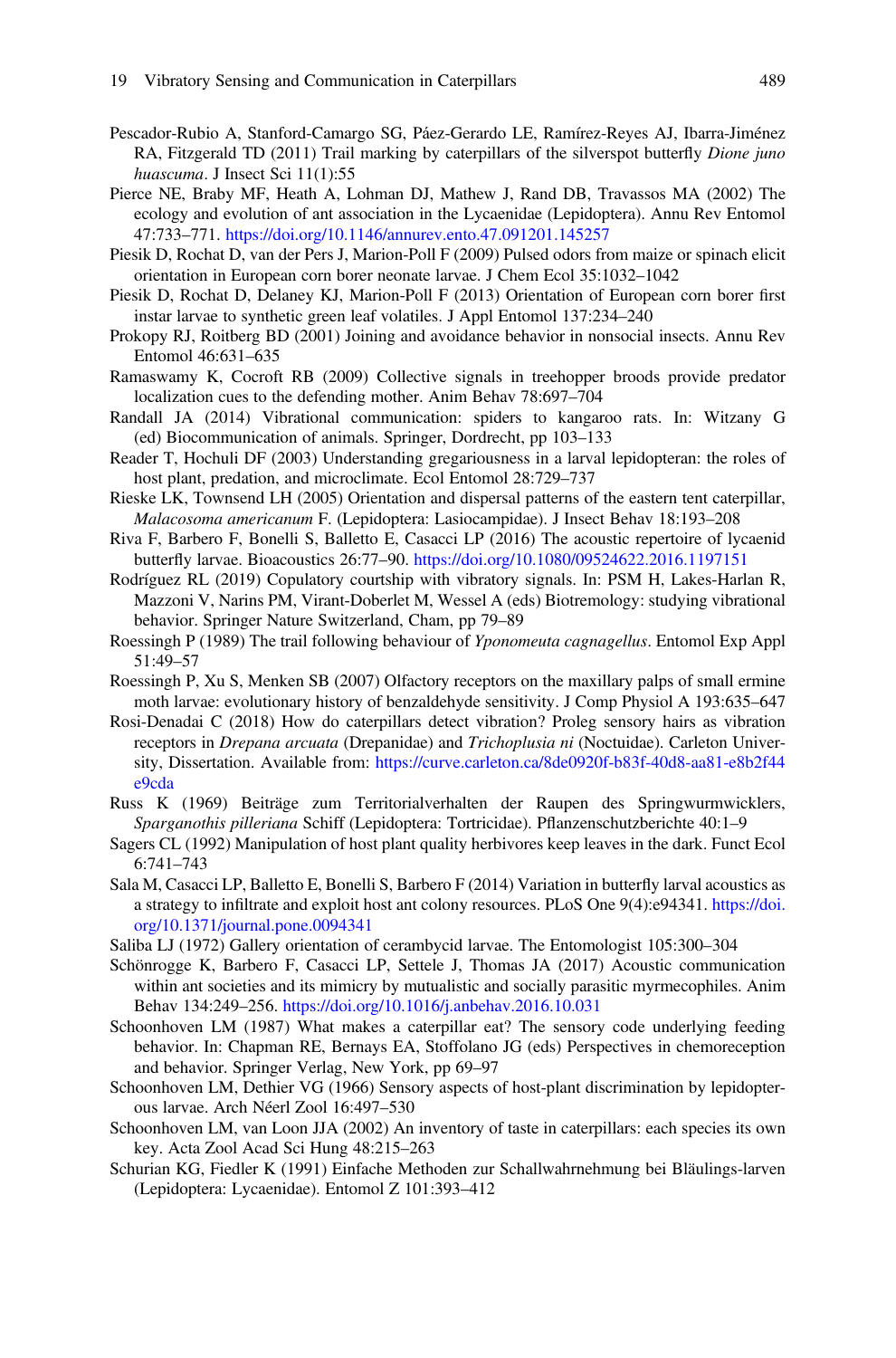Pescador-Rubio A, Stanford-Camargo SG, Páez-Gerardo LE, Ramírez-Reyes AJ, Ibarra-Jiménez RA, Fitzgerald TD (2011) Trail marking by caterpillars of the silverspot butterfly *Dione juno huascuma*. J Insect Sci 11(1):55

Pierce NE, Braby MF, Heath A, Lohman DJ, Mathew J, Rand DB, Travassos MA (2002) The ecology and evolution of ant association in the Lycaenidae (Lepidoptera). Annu Rev Entomol 47:733–771. https://doi.org/10.1146/annurev.ento.47.091201.145257

Piesik D, Rochat D, van der Pers J, Marion-Poll F (2009) Pulsed odors from maize or spinach elicit orientation in European corn borer neonate larvae. J Chem Ecol 35:1032–1042

Piesik D, Rochat D, Delaney KJ, Marion-Poll F (2013) Orientation of European corn borer first instar larvae to synthetic green leaf volatiles. J Appl Entomol 137:234–240

Prokopy RJ, Roitberg BD (2001) Joining and avoidance behavior in nonsocial insects. Annu Rev Entomol 46:631–635

Ramaswamy K, Cocroft RB (2009) Collective signals in treehopper broods provide predator localization cues to the defending mother. Anim Behav 78:697–704

Randall JA (2014) Vibrational communication: spiders to kangaroo rats. In: Witzany G (ed) Biocommunication of animals. Springer, Dordrecht, pp 103–133

Reader T, Hochuli DF (2003) Understanding gregariousness in a larval lepidopteran: the roles of host plant, predation, and microclimate. Ecol Entomol 28:729–737

Rieske LK, Townsend LH (2005) Orientation and dispersal patterns of the eastern tent caterpillar, *Malacosoma americanum* F. (Lepidoptera: Lasiocampidae). J Insect Behav 18:193–208

Riva F, Barbero F, Bonelli S, Balletto E, Casacci LP (2016) The acoustic repertoire of lycaenid butterfly larvae. Bioacoustics 26:77–90. https://doi.org/10.1080/09524622.2016.1197151

Rodríguez RL (2019) Copulatory courtship with vibratory signals. In: PSM H, Lakes-Harlan R, Mazzoni V, Narins PM, Virant-Doberlet M, Wessel A (eds) Biotremology: studying vibrational behavior. Springer Nature Switzerland, Cham, pp 79–89

Roessingh P (1989) The trail following behaviour of *Yponomeuta cagnagellus*. Entomol Exp Appl 51:49–57

Roessingh P, Xu S, Menken SB (2007) Olfactory receptors on the maxillary palps of small ermine moth larvae: evolutionary history of benzaldehyde sensitivity. J Comp Physiol A 193:635–647

Rosi-Denadai C (2018) How do caterpillars detect vibration? Proleg sensory hairs as vibration receptors in *Drepana arcuata* (Drepanidae) and *Trichoplusia ni* (Noctuidae). Carleton University, Dissertation. Available from: https://curve.carleton.ca/8de0920f-b83f-40d8-aa81-e8b2f44e9cda

Russ K (1969) Beiträge zum Territorialverhalten der Raupen des Springwurmwicklers, *Sparganothis pilleriana* Schiff (Lepidoptera: Tortricidae). Pflanzenschutzberichte 40:1–9

Sagers CL (1992) Manipulation of host plant quality herbivores keep leaves in the dark. Funct Ecol 6:741–743

Sala M, Casacci LP, Balletto E, Bonelli S, Barbero F (2014) Variation in butterfly larval acoustics as a strategy to infiltrate and exploit host ant colony resources. PLoS One 9(4):e94341. https://doi.org/10.1371/journal.pone.0094341

Saliba LJ (1972) Gallery orientation of cerambycid larvae. The Entomologist 105:300–304

Schönrogge K, Barbero F, Casacci LP, Settele J, Thomas JA (2017) Acoustic communication within ant societies and its mimicry by mutualistic and socially parasitic myrmecophiles. Anim Behav 134:249–256. https://doi.org/10.1016/j.anbehav.2016.10.031

Schoonhoven LM (1987) What makes a caterpillar eat? The sensory code underlying feeding behavior. In: Chapman RE, Bernays EA, Stoffolano JG (eds) Perspectives in chemoreception and behavior. Springer Verlag, New York, pp 69–97

Schoonhoven LM, Dethier VG (1966) Sensory aspects of host-plant discrimination by lepidopterous larvae. Arch Néerl Zool 16:497–530

Schoonhoven LM, van Loon JJA (2002) An inventory of taste in caterpillars: each species its own key. Acta Zool Acad Sci Hung 48:215–263

Schurian KG, Fiedler K (1991) Einfache Methoden zur Schallwahrnehmung bei Bläulings-larven (Lepidoptera: Lycaenidae). Entomol Z 101:393–412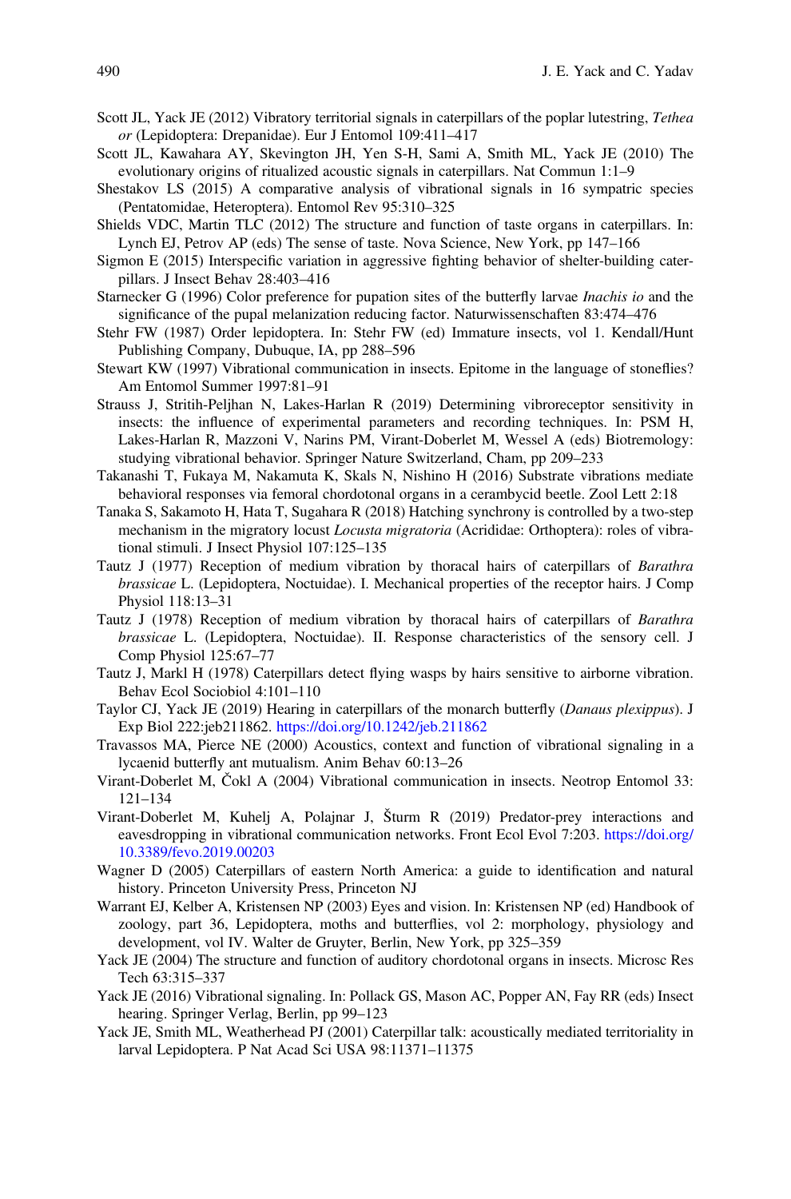Scott JL, Yack JE (2012) Vibratory territorial signals in caterpillars of the poplar lutestring, *Tethea or* (Lepidoptera: Drepanidae). Eur J Entomol 109:411–417

Scott JL, Kawahara AY, Skevington JH, Yen S-H, Sami A, Smith ML, Yack JE (2010) The evolutionary origins of ritualized acoustic signals in caterpillars. Nat Commun 1:1–9

Shestakov LS (2015) A comparative analysis of vibrational signals in 16 sympatric species (Pentatomidae, Heteroptera). Entomol Rev 95:310–325

Shields VDC, Martin TLC (2012) The structure and function of taste organs in caterpillars. In: Lynch EJ, Petrov AP (eds) The sense of taste. Nova Science, New York, pp 147–166

Sigmon E (2015) Interspecific variation in aggressive fighting behavior of shelter-building caterpillars. J Insect Behav 28:403–416

Starnecker G (1996) Color preference for pupation sites of the butterfly larvae *Inachis io* and the significance of the pupal melanization reducing factor. Naturwissenschaften 83:474–476

Stehr FW (1987) Order lepidoptera. In: Stehr FW (ed) Immature insects, vol 1. Kendall/Hunt Publishing Company, Dubuque, IA, pp 288–596

Stewart KW (1997) Vibrational communication in insects. Epitome in the language of stoneflies? Am Entomol Summer 1997:81–91

Strauss J, Stritih-Peljhan N, Lakes-Harlan R (2019) Determining vibroreceptor sensitivity in insects: the influence of experimental parameters and recording techniques. In: PSM H, Lakes-Harlan R, Mazzoni V, Narins PM, Virant-Doberlet M, Wessel A (eds) Biotremology: studying vibrational behavior. Springer Nature Switzerland, Cham, pp 209–233

Takanashi T, Fukaya M, Nakamuta K, Skals N, Nishino H (2016) Substrate vibrations mediate behavioral responses via femoral chordotonal organs in a cerambycid beetle. Zool Lett 2:18

Tanaka S, Sakamoto H, Hata T, Sugahara R (2018) Hatching synchrony is controlled by a two-step mechanism in the migratory locust *Locusta migratoria* (Acrididae: Orthoptera): roles of vibrational stimuli. J Insect Physiol 107:125–135

Tautz J (1977) Reception of medium vibration by thoracal hairs of caterpillars of *Barathra brassicae* L. (Lepidoptera, Noctuidae). I. Mechanical properties of the receptor hairs. J Comp Physiol 118:13–31

Tautz J (1978) Reception of medium vibration by thoracal hairs of caterpillars of *Barathra brassicae* L. (Lepidoptera, Noctuidae). II. Response characteristics of the sensory cell. J Comp Physiol 125:67–77

Tautz J, Markl H (1978) Caterpillars detect flying wasps by hairs sensitive to airborne vibration. Behav Ecol Sociobiol 4:101–110

Taylor CJ, Yack JE (2019) Hearing in caterpillars of the monarch butterfly (*Danaus plexippus*). J Exp Biol 222:jeb211862. https://doi.org/10.1242/jeb.211862

Travassos MA, Pierce NE (2000) Acoustics, context and function of vibrational signaling in a lycaenid butterfly ant mutualism. Anim Behav 60:13–26

Virant-Doberlet M, Čokl A (2004) Vibrational communication in insects. Neotrop Entomol 33: 121–134

Virant-Doberlet M, Kuhelj A, Polajnar J, Šturm R (2019) Predator-prey interactions and eavesdropping in vibrational communication networks. Front Ecol Evol 7:203. https://doi.org/10.3389/fevo.2019.00203

Wagner D (2005) Caterpillars of eastern North America: a guide to identification and natural history. Princeton University Press, Princeton NJ

Warrant EJ, Kelber A, Kristensen NP (2003) Eyes and vision. In: Kristensen NP (ed) Handbook of zoology, part 36, Lepidoptera, moths and butterflies, vol 2: morphology, physiology and development, vol IV. Walter de Gruyter, Berlin, New York, pp 325–359

Yack JE (2004) The structure and function of auditory chordotonal organs in insects. Microsc Res Tech 63:315–337

Yack JE (2016) Vibrational signaling. In: Pollack GS, Mason AC, Popper AN, Fay RR (eds) Insect hearing. Springer Verlag, Berlin, pp 99–123

Yack JE, Smith ML, Weatherhead PJ (2001) Caterpillar talk: acoustically mediated territoriality in larval Lepidoptera. P Nat Acad Sci USA 98:11371–11375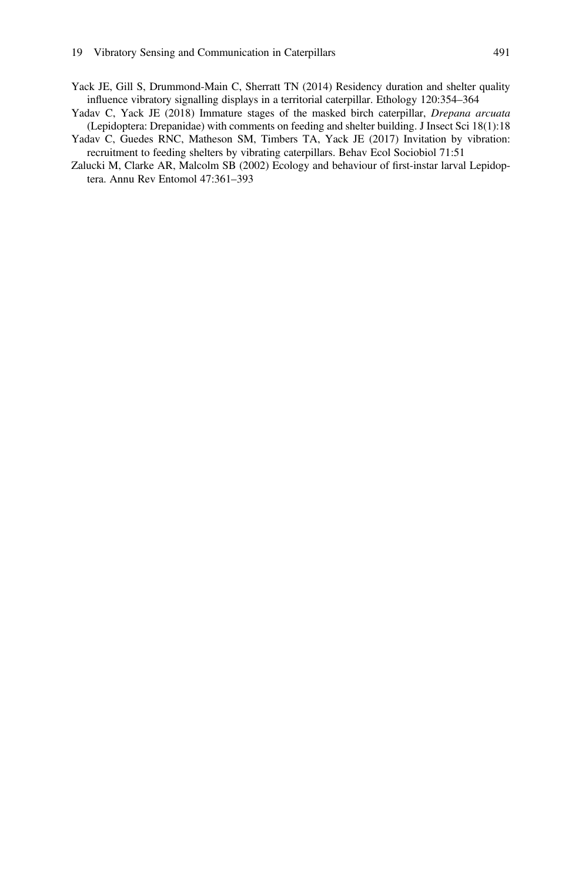Yack JE, Gill S, Drummond-Main C, Sherratt TN (2014) Residency duration and shelter quality influence vibratory signalling displays in a territorial caterpillar. Ethology 120:354–364

Yadav C, Yack JE (2018) Immature stages of the masked birch caterpillar, *Drepana arcuata* (Lepidoptera: Drepanidae) with comments on feeding and shelter building. J Insect Sci 18(1):18

Yadav C, Guedes RNC, Matheson SM, Timbers TA, Yack JE (2017) Invitation by vibration: recruitment to feeding shelters by vibrating caterpillars. Behav Ecol Sociobiol 71:51

Zalucki M, Clarke AR, Malcolm SB (2002) Ecology and behaviour of first-instar larval Lepidoptera. Annu Rev Entomol 47:361–393